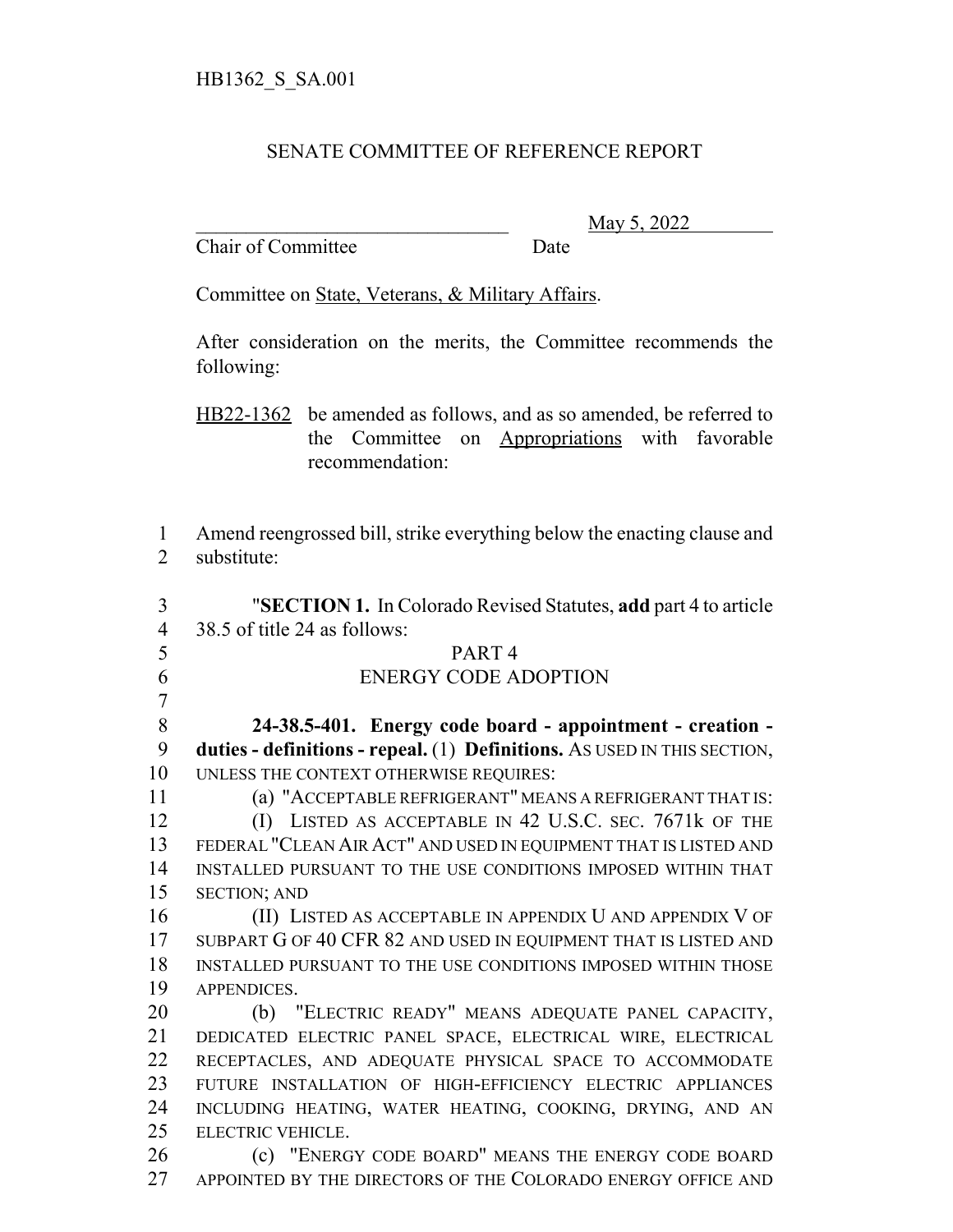HB1362_S_SA.001

SENATE COMMITTEE OF REFERENCE REPORT

_______________________________ May 5, 2022
Chair of Committee Date

Committee on State, Veterans, & Military Affairs.

After consideration on the merits, the Committee recommends the following:

HB22-1362 be amended as follows, and as so amended, be referred to the Committee on Appropriations with favorable recommendation:

1 Amend reengrossed bill, strike everything below the enacting clause and
2 substitute:

3 "**SECTION 1.** In Colorado Revised Statutes, **add** part 4 to article
4 38.5 of title 24 as follows:

5 PART 4

6 ENERGY CODE ADOPTION

7

8 **24-38.5-401. Energy code board - appointment - creation -**
9 **duties - definitions - repeal.** (1) **Definitions.** AS USED IN THIS SECTION,
10 UNLESS THE CONTEXT OTHERWISE REQUIRES:

11 (a) "ACCEPTABLE REFRIGERANT" MEANS A REFRIGERANT THAT IS:

12 (I) LISTED AS ACCEPTABLE IN 42 U.S.C. SEC. 7671k OF THE
13 FEDERAL "CLEAN AIR ACT" AND USED IN EQUIPMENT THAT IS LISTED AND
14 INSTALLED PURSUANT TO THE USE CONDITIONS IMPOSED WITHIN THAT
15 SECTION; AND

16 (II) LISTED AS ACCEPTABLE IN APPENDIX U AND APPENDIX V OF
17 SUBPART G OF 40 CFR 82 AND USED IN EQUIPMENT THAT IS LISTED AND
18 INSTALLED PURSUANT TO THE USE CONDITIONS IMPOSED WITHIN THOSE
19 APPENDICES.

20 (b) "ELECTRIC READY" MEANS ADEQUATE PANEL CAPACITY,
21 DEDICATED ELECTRIC PANEL SPACE, ELECTRICAL WIRE, ELECTRICAL
22 RECEPTACLES, AND ADEQUATE PHYSICAL SPACE TO ACCOMMODATE
23 FUTURE INSTALLATION OF HIGH-EFFICIENCY ELECTRIC APPLIANCES
24 INCLUDING HEATING, WATER HEATING, COOKING, DRYING, AND AN
25 ELECTRIC VEHICLE.

26 (c) "ENERGY CODE BOARD" MEANS THE ENERGY CODE BOARD
27 APPOINTED BY THE DIRECTORS OF THE COLORADO ENERGY OFFICE AND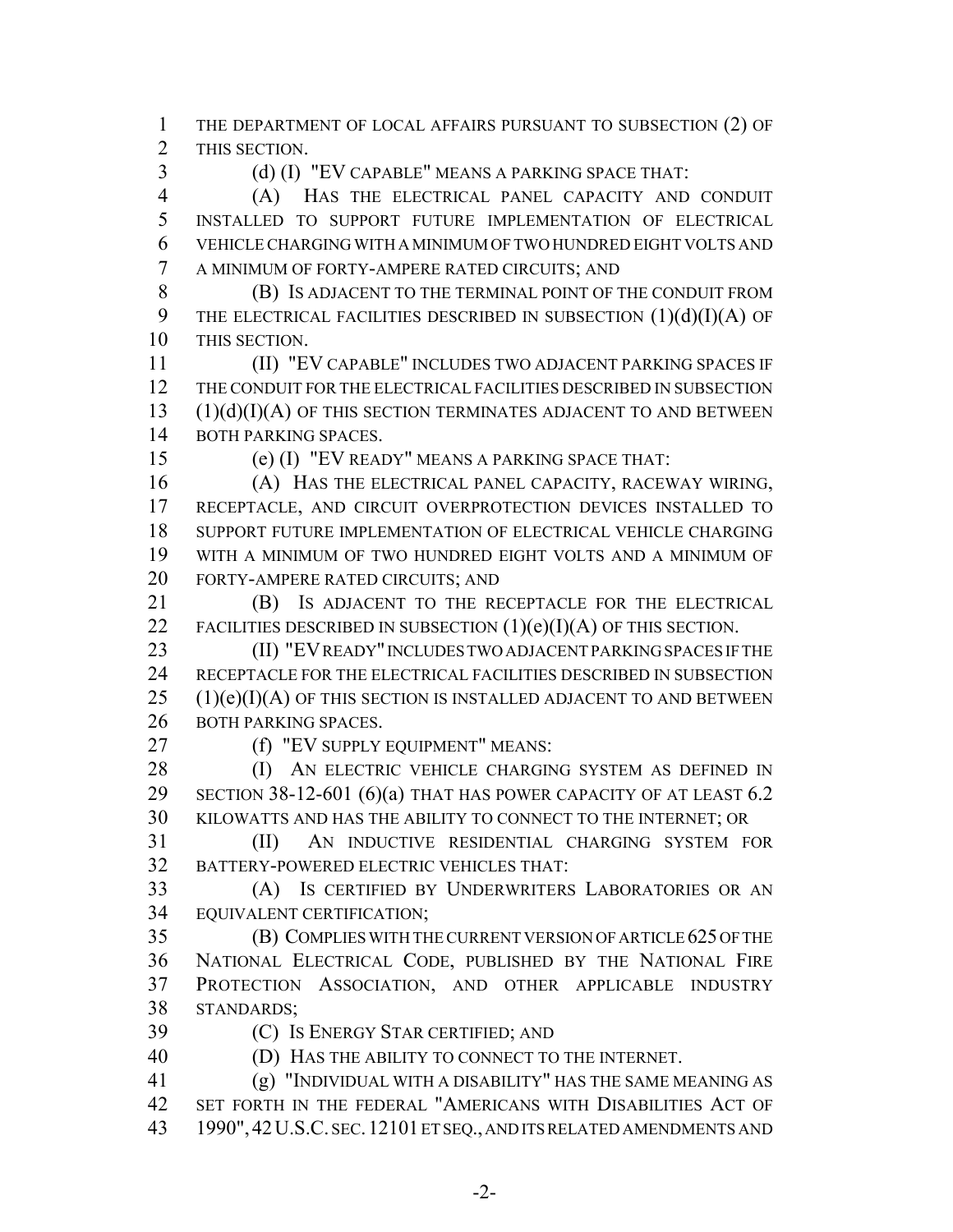THE DEPARTMENT OF LOCAL AFFAIRS PURSUANT TO SUBSECTION (2) OF THIS SECTION.

(d) (I) "EV CAPABLE" MEANS A PARKING SPACE THAT:

(A) HAS THE ELECTRICAL PANEL CAPACITY AND CONDUIT INSTALLED TO SUPPORT FUTURE IMPLEMENTATION OF ELECTRICAL VEHICLE CHARGING WITH A MINIMUM OF TWO HUNDRED EIGHT VOLTS AND A MINIMUM OF FORTY-AMPERE RATED CIRCUITS; AND

(B) IS ADJACENT TO THE TERMINAL POINT OF THE CONDUIT FROM THE ELECTRICAL FACILITIES DESCRIBED IN SUBSECTION (1)(d)(I)(A) OF THIS SECTION.

(II) "EV CAPABLE" INCLUDES TWO ADJACENT PARKING SPACES IF THE CONDUIT FOR THE ELECTRICAL FACILITIES DESCRIBED IN SUBSECTION (1)(d)(I)(A) OF THIS SECTION TERMINATES ADJACENT TO AND BETWEEN BOTH PARKING SPACES.

(e) (I) "EV READY" MEANS A PARKING SPACE THAT:

(A) HAS THE ELECTRICAL PANEL CAPACITY, RACEWAY WIRING, RECEPTACLE, AND CIRCUIT OVERPROTECTION DEVICES INSTALLED TO SUPPORT FUTURE IMPLEMENTATION OF ELECTRICAL VEHICLE CHARGING WITH A MINIMUM OF TWO HUNDRED EIGHT VOLTS AND A MINIMUM OF FORTY-AMPERE RATED CIRCUITS; AND

(B) IS ADJACENT TO THE RECEPTACLE FOR THE ELECTRICAL FACILITIES DESCRIBED IN SUBSECTION (1)(e)(I)(A) OF THIS SECTION.

(II) "EV READY" INCLUDES TWO ADJACENT PARKING SPACES IF THE RECEPTACLE FOR THE ELECTRICAL FACILITIES DESCRIBED IN SUBSECTION (1)(e)(I)(A) OF THIS SECTION IS INSTALLED ADJACENT TO AND BETWEEN BOTH PARKING SPACES.

(f) "EV SUPPLY EQUIPMENT" MEANS:

(I) AN ELECTRIC VEHICLE CHARGING SYSTEM AS DEFINED IN SECTION 38-12-601 (6)(a) THAT HAS POWER CAPACITY OF AT LEAST 6.2 KILOWATTS AND HAS THE ABILITY TO CONNECT TO THE INTERNET; OR

(II) AN INDUCTIVE RESIDENTIAL CHARGING SYSTEM FOR BATTERY-POWERED ELECTRIC VEHICLES THAT:

(A) IS CERTIFIED BY UNDERWRITERS LABORATORIES OR AN EQUIVALENT CERTIFICATION;

(B) COMPLIES WITH THE CURRENT VERSION OF ARTICLE 625 OF THE NATIONAL ELECTRICAL CODE, PUBLISHED BY THE NATIONAL FIRE PROTECTION ASSOCIATION, AND OTHER APPLICABLE INDUSTRY STANDARDS;

(C) IS ENERGY STAR CERTIFIED; AND

(D) HAS THE ABILITY TO CONNECT TO THE INTERNET.

(g) "INDIVIDUAL WITH A DISABILITY" HAS THE SAME MEANING AS SET FORTH IN THE FEDERAL "AMERICANS WITH DISABILITIES ACT OF 1990", 42 U.S.C. SEC. 12101 ET SEQ., AND ITS RELATED AMENDMENTS AND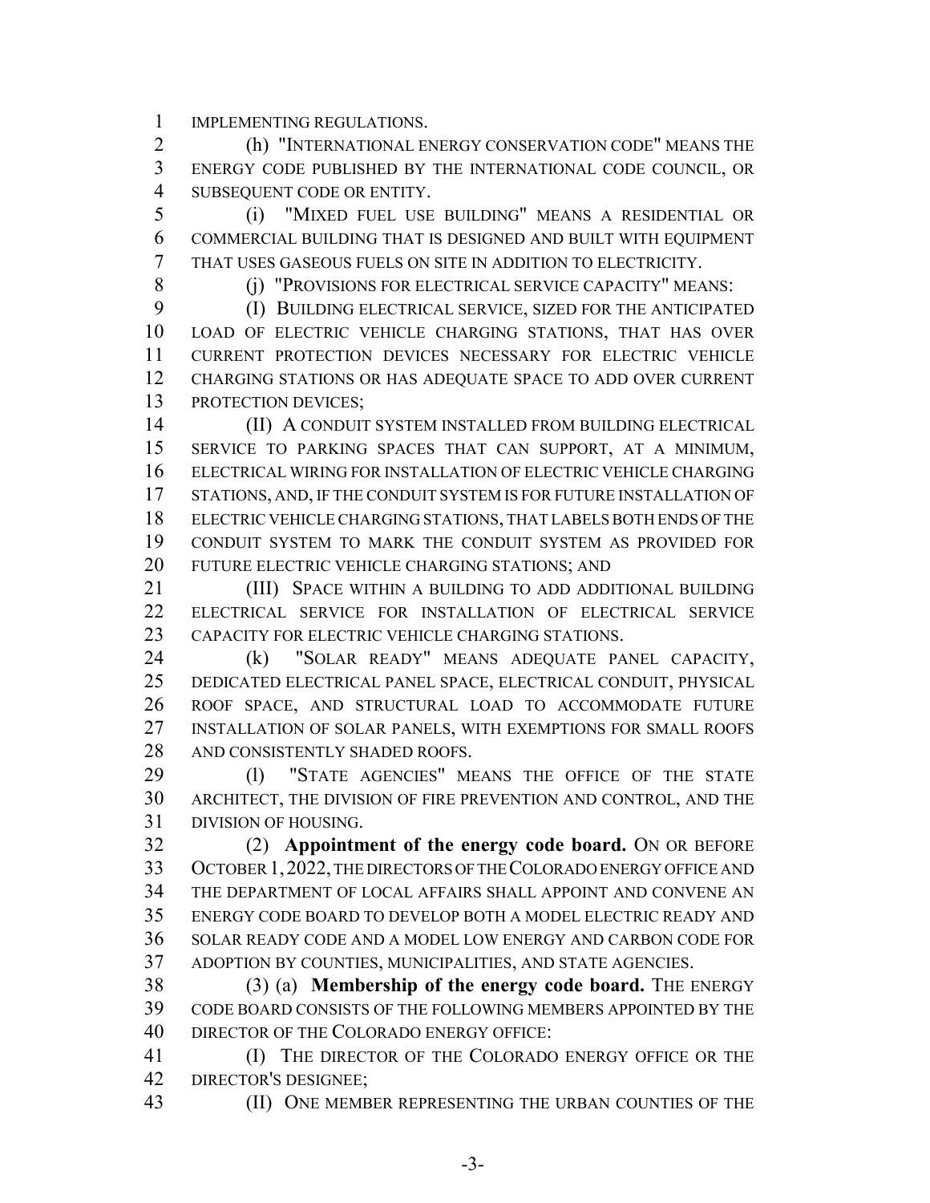IMPLEMENTING REGULATIONS.

(h) "INTERNATIONAL ENERGY CONSERVATION CODE" MEANS THE ENERGY CODE PUBLISHED BY THE INTERNATIONAL CODE COUNCIL, OR SUBSEQUENT CODE OR ENTITY.

(i) "MIXED FUEL USE BUILDING" MEANS A RESIDENTIAL OR COMMERCIAL BUILDING THAT IS DESIGNED AND BUILT WITH EQUIPMENT THAT USES GASEOUS FUELS ON SITE IN ADDITION TO ELECTRICITY.

(j) "PROVISIONS FOR ELECTRICAL SERVICE CAPACITY" MEANS:

(I) BUILDING ELECTRICAL SERVICE, SIZED FOR THE ANTICIPATED LOAD OF ELECTRIC VEHICLE CHARGING STATIONS, THAT HAS OVER CURRENT PROTECTION DEVICES NECESSARY FOR ELECTRIC VEHICLE CHARGING STATIONS OR HAS ADEQUATE SPACE TO ADD OVER CURRENT PROTECTION DEVICES;

(II) A CONDUIT SYSTEM INSTALLED FROM BUILDING ELECTRICAL SERVICE TO PARKING SPACES THAT CAN SUPPORT, AT A MINIMUM, ELECTRICAL WIRING FOR INSTALLATION OF ELECTRIC VEHICLE CHARGING STATIONS, AND, IF THE CONDUIT SYSTEM IS FOR FUTURE INSTALLATION OF ELECTRIC VEHICLE CHARGING STATIONS, THAT LABELS BOTH ENDS OF THE CONDUIT SYSTEM TO MARK THE CONDUIT SYSTEM AS PROVIDED FOR FUTURE ELECTRIC VEHICLE CHARGING STATIONS; AND

(III) SPACE WITHIN A BUILDING TO ADD ADDITIONAL BUILDING ELECTRICAL SERVICE FOR INSTALLATION OF ELECTRICAL SERVICE CAPACITY FOR ELECTRIC VEHICLE CHARGING STATIONS.

(k) "SOLAR READY" MEANS ADEQUATE PANEL CAPACITY, DEDICATED ELECTRICAL PANEL SPACE, ELECTRICAL CONDUIT, PHYSICAL ROOF SPACE, AND STRUCTURAL LOAD TO ACCOMMODATE FUTURE INSTALLATION OF SOLAR PANELS, WITH EXEMPTIONS FOR SMALL ROOFS AND CONSISTENTLY SHADED ROOFS.

(l) "STATE AGENCIES" MEANS THE OFFICE OF THE STATE ARCHITECT, THE DIVISION OF FIRE PREVENTION AND CONTROL, AND THE DIVISION OF HOUSING.

(2) **Appointment of the energy code board.** ON OR BEFORE OCTOBER 1, 2022, THE DIRECTORS OF THE COLORADO ENERGY OFFICE AND THE DEPARTMENT OF LOCAL AFFAIRS SHALL APPOINT AND CONVENE AN ENERGY CODE BOARD TO DEVELOP BOTH A MODEL ELECTRIC READY AND SOLAR READY CODE AND A MODEL LOW ENERGY AND CARBON CODE FOR ADOPTION BY COUNTIES, MUNICIPALITIES, AND STATE AGENCIES.

(3) (a) **Membership of the energy code board.** THE ENERGY CODE BOARD CONSISTS OF THE FOLLOWING MEMBERS APPOINTED BY THE DIRECTOR OF THE COLORADO ENERGY OFFICE:

(I) THE DIRECTOR OF THE COLORADO ENERGY OFFICE OR THE DIRECTOR'S DESIGNEE;

(II) ONE MEMBER REPRESENTING THE URBAN COUNTIES OF THE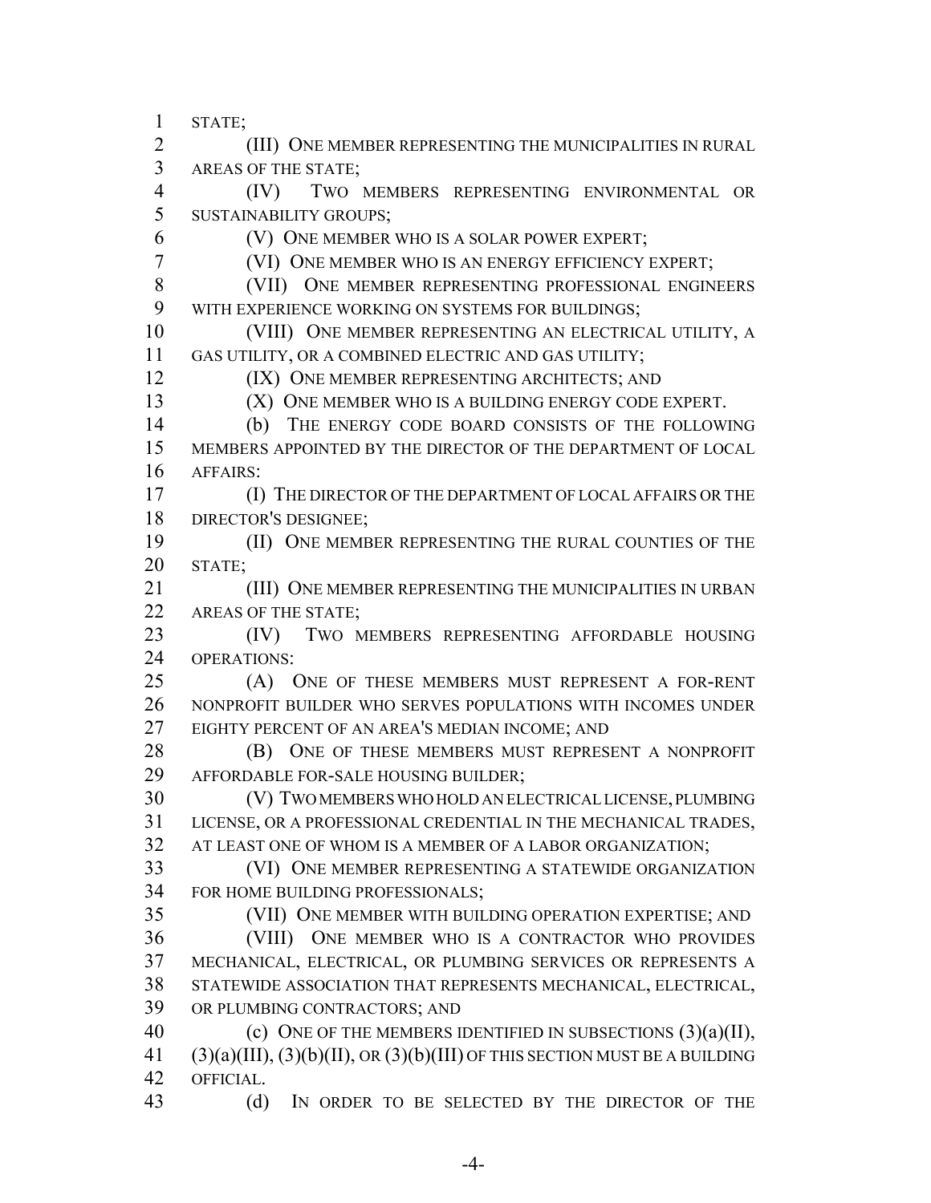STATE;

(III) ONE MEMBER REPRESENTING THE MUNICIPALITIES IN RURAL AREAS OF THE STATE;

(IV) TWO MEMBERS REPRESENTING ENVIRONMENTAL OR SUSTAINABILITY GROUPS;

(V) ONE MEMBER WHO IS A SOLAR POWER EXPERT;

(VI) ONE MEMBER WHO IS AN ENERGY EFFICIENCY EXPERT;

(VII) ONE MEMBER REPRESENTING PROFESSIONAL ENGINEERS WITH EXPERIENCE WORKING ON SYSTEMS FOR BUILDINGS;

(VIII) ONE MEMBER REPRESENTING AN ELECTRICAL UTILITY, A GAS UTILITY, OR A COMBINED ELECTRIC AND GAS UTILITY;

(IX) ONE MEMBER REPRESENTING ARCHITECTS; AND

(X) ONE MEMBER WHO IS A BUILDING ENERGY CODE EXPERT.

(b) THE ENERGY CODE BOARD CONSISTS OF THE FOLLOWING MEMBERS APPOINTED BY THE DIRECTOR OF THE DEPARTMENT OF LOCAL AFFAIRS:

(I) THE DIRECTOR OF THE DEPARTMENT OF LOCAL AFFAIRS OR THE DIRECTOR'S DESIGNEE;

(II) ONE MEMBER REPRESENTING THE RURAL COUNTIES OF THE STATE;

(III) ONE MEMBER REPRESENTING THE MUNICIPALITIES IN URBAN AREAS OF THE STATE;

(IV) TWO MEMBERS REPRESENTING AFFORDABLE HOUSING OPERATIONS:

(A) ONE OF THESE MEMBERS MUST REPRESENT A FOR-RENT NONPROFIT BUILDER WHO SERVES POPULATIONS WITH INCOMES UNDER EIGHTY PERCENT OF AN AREA'S MEDIAN INCOME; AND

(B) ONE OF THESE MEMBERS MUST REPRESENT A NONPROFIT AFFORDABLE FOR-SALE HOUSING BUILDER;

(V) TWO MEMBERS WHO HOLD AN ELECTRICAL LICENSE, PLUMBING LICENSE, OR A PROFESSIONAL CREDENTIAL IN THE MECHANICAL TRADES, AT LEAST ONE OF WHOM IS A MEMBER OF A LABOR ORGANIZATION;

(VI) ONE MEMBER REPRESENTING A STATEWIDE ORGANIZATION FOR HOME BUILDING PROFESSIONALS;

(VII) ONE MEMBER WITH BUILDING OPERATION EXPERTISE; AND

(VIII) ONE MEMBER WHO IS A CONTRACTOR WHO PROVIDES MECHANICAL, ELECTRICAL, OR PLUMBING SERVICES OR REPRESENTS A STATEWIDE ASSOCIATION THAT REPRESENTS MECHANICAL, ELECTRICAL, OR PLUMBING CONTRACTORS; AND

(c) ONE OF THE MEMBERS IDENTIFIED IN SUBSECTIONS (3)(a)(II), (3)(a)(III), (3)(b)(II), OR (3)(b)(III) OF THIS SECTION MUST BE A BUILDING OFFICIAL.

(d) IN ORDER TO BE SELECTED BY THE DIRECTOR OF THE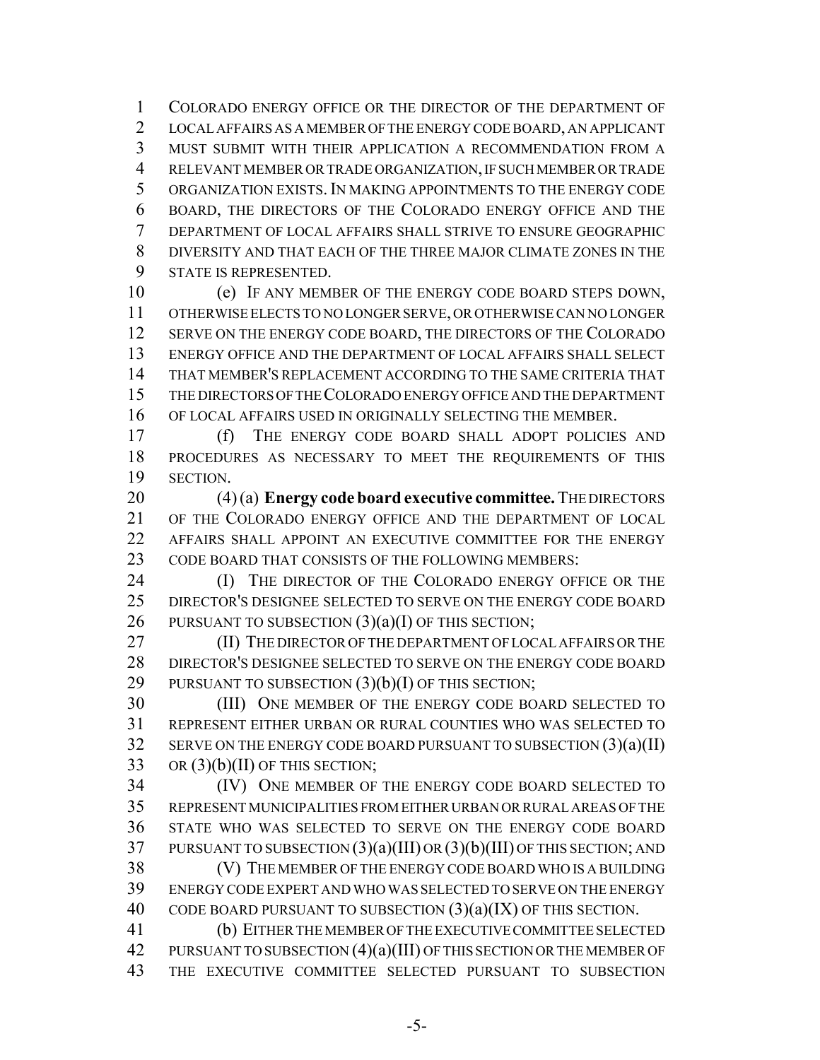COLORADO ENERGY OFFICE OR THE DIRECTOR OF THE DEPARTMENT OF LOCAL AFFAIRS AS A MEMBER OF THE ENERGY CODE BOARD, AN APPLICANT MUST SUBMIT WITH THEIR APPLICATION A RECOMMENDATION FROM A RELEVANT MEMBER OR TRADE ORGANIZATION, IF SUCH MEMBER OR TRADE ORGANIZATION EXISTS. IN MAKING APPOINTMENTS TO THE ENERGY CODE BOARD, THE DIRECTORS OF THE COLORADO ENERGY OFFICE AND THE DEPARTMENT OF LOCAL AFFAIRS SHALL STRIVE TO ENSURE GEOGRAPHIC DIVERSITY AND THAT EACH OF THE THREE MAJOR CLIMATE ZONES IN THE STATE IS REPRESENTED.

(e) IF ANY MEMBER OF THE ENERGY CODE BOARD STEPS DOWN, OTHERWISE ELECTS TO NO LONGER SERVE, OR OTHERWISE CAN NO LONGER SERVE ON THE ENERGY CODE BOARD, THE DIRECTORS OF THE COLORADO ENERGY OFFICE AND THE DEPARTMENT OF LOCAL AFFAIRS SHALL SELECT THAT MEMBER'S REPLACEMENT ACCORDING TO THE SAME CRITERIA THAT THE DIRECTORS OF THE COLORADO ENERGY OFFICE AND THE DEPARTMENT OF LOCAL AFFAIRS USED IN ORIGINALLY SELECTING THE MEMBER.

(f) THE ENERGY CODE BOARD SHALL ADOPT POLICIES AND PROCEDURES AS NECESSARY TO MEET THE REQUIREMENTS OF THIS SECTION.

(4) (a) **Energy code board executive committee.** THE DIRECTORS OF THE COLORADO ENERGY OFFICE AND THE DEPARTMENT OF LOCAL AFFAIRS SHALL APPOINT AN EXECUTIVE COMMITTEE FOR THE ENERGY CODE BOARD THAT CONSISTS OF THE FOLLOWING MEMBERS:

(I) THE DIRECTOR OF THE COLORADO ENERGY OFFICE OR THE DIRECTOR'S DESIGNEE SELECTED TO SERVE ON THE ENERGY CODE BOARD PURSUANT TO SUBSECTION (3)(a)(I) OF THIS SECTION;

(II) THE DIRECTOR OF THE DEPARTMENT OF LOCAL AFFAIRS OR THE DIRECTOR'S DESIGNEE SELECTED TO SERVE ON THE ENERGY CODE BOARD PURSUANT TO SUBSECTION (3)(b)(I) OF THIS SECTION;

(III) ONE MEMBER OF THE ENERGY CODE BOARD SELECTED TO REPRESENT EITHER URBAN OR RURAL COUNTIES WHO WAS SELECTED TO SERVE ON THE ENERGY CODE BOARD PURSUANT TO SUBSECTION (3)(a)(II) OR (3)(b)(II) OF THIS SECTION;

(IV) ONE MEMBER OF THE ENERGY CODE BOARD SELECTED TO REPRESENT MUNICIPALITIES FROM EITHER URBAN OR RURAL AREAS OF THE STATE WHO WAS SELECTED TO SERVE ON THE ENERGY CODE BOARD PURSUANT TO SUBSECTION (3)(a)(III) OR (3)(b)(III) OF THIS SECTION; AND

(V) THE MEMBER OF THE ENERGY CODE BOARD WHO IS A BUILDING ENERGY CODE EXPERT AND WHO WAS SELECTED TO SERVE ON THE ENERGY CODE BOARD PURSUANT TO SUBSECTION (3)(a)(IX) OF THIS SECTION.

(b) EITHER THE MEMBER OF THE EXECUTIVE COMMITTEE SELECTED PURSUANT TO SUBSECTION (4)(a)(III) OF THIS SECTION OR THE MEMBER OF THE EXECUTIVE COMMITTEE SELECTED PURSUANT TO SUBSECTION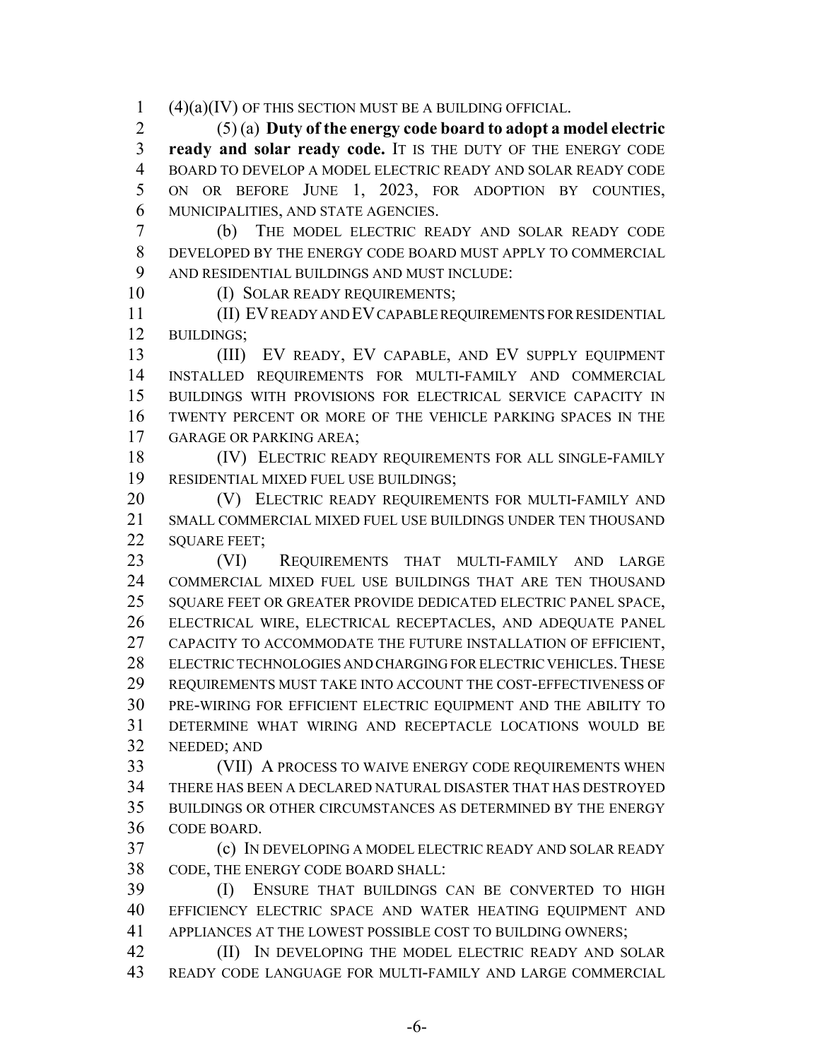(4)(a)(IV) OF THIS SECTION MUST BE A BUILDING OFFICIAL.

(5) (a) **Duty of the energy code board to adopt a model electric ready and solar ready code.** IT IS THE DUTY OF THE ENERGY CODE BOARD TO DEVELOP A MODEL ELECTRIC READY AND SOLAR READY CODE ON OR BEFORE JUNE 1, 2023, FOR ADOPTION BY COUNTIES, MUNICIPALITIES, AND STATE AGENCIES.

(b) THE MODEL ELECTRIC READY AND SOLAR READY CODE DEVELOPED BY THE ENERGY CODE BOARD MUST APPLY TO COMMERCIAL AND RESIDENTIAL BUILDINGS AND MUST INCLUDE:

(I) SOLAR READY REQUIREMENTS;

(II) EV READY AND EV CAPABLE REQUIREMENTS FOR RESIDENTIAL BUILDINGS;

(III) EV READY, EV CAPABLE, AND EV SUPPLY EQUIPMENT INSTALLED REQUIREMENTS FOR MULTI-FAMILY AND COMMERCIAL BUILDINGS WITH PROVISIONS FOR ELECTRICAL SERVICE CAPACITY IN TWENTY PERCENT OR MORE OF THE VEHICLE PARKING SPACES IN THE GARAGE OR PARKING AREA;

(IV) ELECTRIC READY REQUIREMENTS FOR ALL SINGLE-FAMILY RESIDENTIAL MIXED FUEL USE BUILDINGS;

(V) ELECTRIC READY REQUIREMENTS FOR MULTI-FAMILY AND SMALL COMMERCIAL MIXED FUEL USE BUILDINGS UNDER TEN THOUSAND SQUARE FEET;

(VI) REQUIREMENTS THAT MULTI-FAMILY AND LARGE COMMERCIAL MIXED FUEL USE BUILDINGS THAT ARE TEN THOUSAND SQUARE FEET OR GREATER PROVIDE DEDICATED ELECTRIC PANEL SPACE, ELECTRICAL WIRE, ELECTRICAL RECEPTACLES, AND ADEQUATE PANEL CAPACITY TO ACCOMMODATE THE FUTURE INSTALLATION OF EFFICIENT, ELECTRIC TECHNOLOGIES AND CHARGING FOR ELECTRIC VEHICLES. THESE REQUIREMENTS MUST TAKE INTO ACCOUNT THE COST-EFFECTIVENESS OF PRE-WIRING FOR EFFICIENT ELECTRIC EQUIPMENT AND THE ABILITY TO DETERMINE WHAT WIRING AND RECEPTACLE LOCATIONS WOULD BE NEEDED; AND

(VII) A PROCESS TO WAIVE ENERGY CODE REQUIREMENTS WHEN THERE HAS BEEN A DECLARED NATURAL DISASTER THAT HAS DESTROYED BUILDINGS OR OTHER CIRCUMSTANCES AS DETERMINED BY THE ENERGY CODE BOARD.

(c) IN DEVELOPING A MODEL ELECTRIC READY AND SOLAR READY CODE, THE ENERGY CODE BOARD SHALL:

(I) ENSURE THAT BUILDINGS CAN BE CONVERTED TO HIGH EFFICIENCY ELECTRIC SPACE AND WATER HEATING EQUIPMENT AND APPLIANCES AT THE LOWEST POSSIBLE COST TO BUILDING OWNERS;

(II) IN DEVELOPING THE MODEL ELECTRIC READY AND SOLAR READY CODE LANGUAGE FOR MULTI-FAMILY AND LARGE COMMERCIAL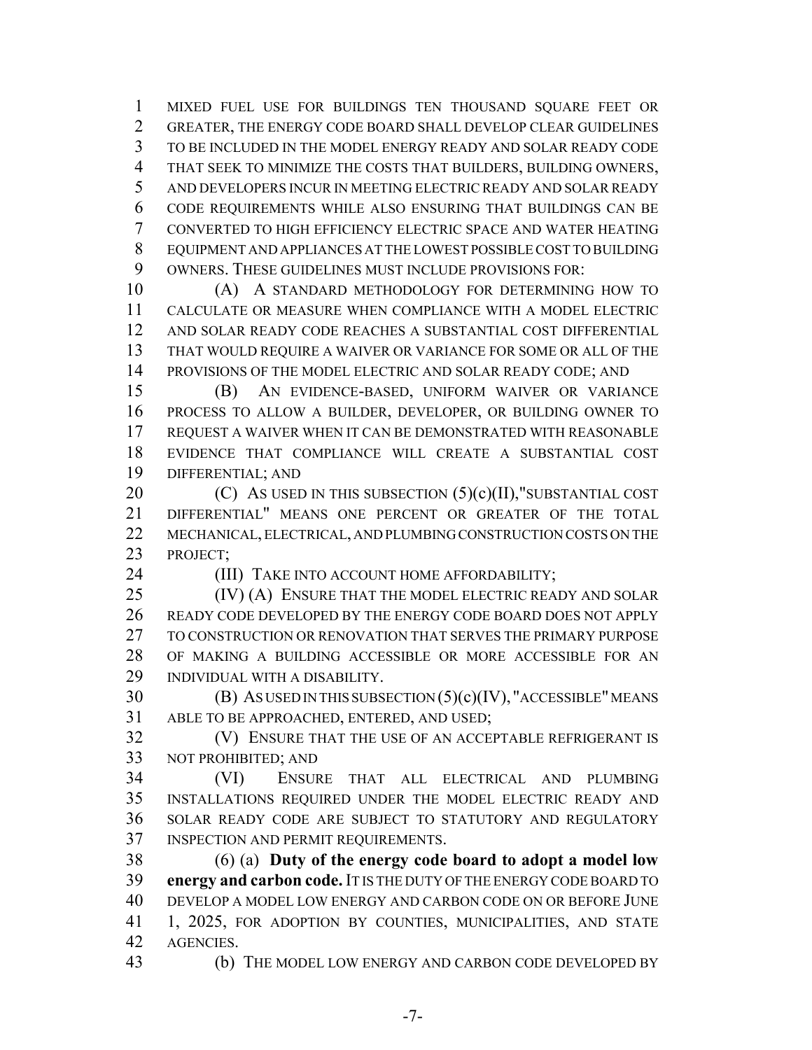MIXED FUEL USE FOR BUILDINGS TEN THOUSAND SQUARE FEET OR GREATER, THE ENERGY CODE BOARD SHALL DEVELOP CLEAR GUIDELINES TO BE INCLUDED IN THE MODEL ENERGY READY AND SOLAR READY CODE THAT SEEK TO MINIMIZE THE COSTS THAT BUILDERS, BUILDING OWNERS, AND DEVELOPERS INCUR IN MEETING ELECTRIC READY AND SOLAR READY CODE REQUIREMENTS WHILE ALSO ENSURING THAT BUILDINGS CAN BE CONVERTED TO HIGH EFFICIENCY ELECTRIC SPACE AND WATER HEATING EQUIPMENT AND APPLIANCES AT THE LOWEST POSSIBLE COST TO BUILDING OWNERS. THESE GUIDELINES MUST INCLUDE PROVISIONS FOR:

(A) A STANDARD METHODOLOGY FOR DETERMINING HOW TO CALCULATE OR MEASURE WHEN COMPLIANCE WITH A MODEL ELECTRIC AND SOLAR READY CODE REACHES A SUBSTANTIAL COST DIFFERENTIAL THAT WOULD REQUIRE A WAIVER OR VARIANCE FOR SOME OR ALL OF THE PROVISIONS OF THE MODEL ELECTRIC AND SOLAR READY CODE; AND

(B) AN EVIDENCE-BASED, UNIFORM WAIVER OR VARIANCE PROCESS TO ALLOW A BUILDER, DEVELOPER, OR BUILDING OWNER TO REQUEST A WAIVER WHEN IT CAN BE DEMONSTRATED WITH REASONABLE EVIDENCE THAT COMPLIANCE WILL CREATE A SUBSTANTIAL COST DIFFERENTIAL; AND

(C) AS USED IN THIS SUBSECTION (5)(c)(II),"SUBSTANTIAL COST DIFFERENTIAL" MEANS ONE PERCENT OR GREATER OF THE TOTAL MECHANICAL, ELECTRICAL, AND PLUMBING CONSTRUCTION COSTS ON THE PROJECT;

(III) TAKE INTO ACCOUNT HOME AFFORDABILITY;

(IV) (A) ENSURE THAT THE MODEL ELECTRIC READY AND SOLAR READY CODE DEVELOPED BY THE ENERGY CODE BOARD DOES NOT APPLY TO CONSTRUCTION OR RENOVATION THAT SERVES THE PRIMARY PURPOSE OF MAKING A BUILDING ACCESSIBLE OR MORE ACCESSIBLE FOR AN INDIVIDUAL WITH A DISABILITY.

(B) AS USED IN THIS SUBSECTION (5)(c)(IV), "ACCESSIBLE" MEANS ABLE TO BE APPROACHED, ENTERED, AND USED;

(V) ENSURE THAT THE USE OF AN ACCEPTABLE REFRIGERANT IS NOT PROHIBITED; AND

(VI) ENSURE THAT ALL ELECTRICAL AND PLUMBING INSTALLATIONS REQUIRED UNDER THE MODEL ELECTRIC READY AND SOLAR READY CODE ARE SUBJECT TO STATUTORY AND REGULATORY INSPECTION AND PERMIT REQUIREMENTS.

(6) (a) **Duty of the energy code board to adopt a model low energy and carbon code.** IT IS THE DUTY OF THE ENERGY CODE BOARD TO DEVELOP A MODEL LOW ENERGY AND CARBON CODE ON OR BEFORE JUNE 1, 2025, FOR ADOPTION BY COUNTIES, MUNICIPALITIES, AND STATE AGENCIES.

(b) THE MODEL LOW ENERGY AND CARBON CODE DEVELOPED BY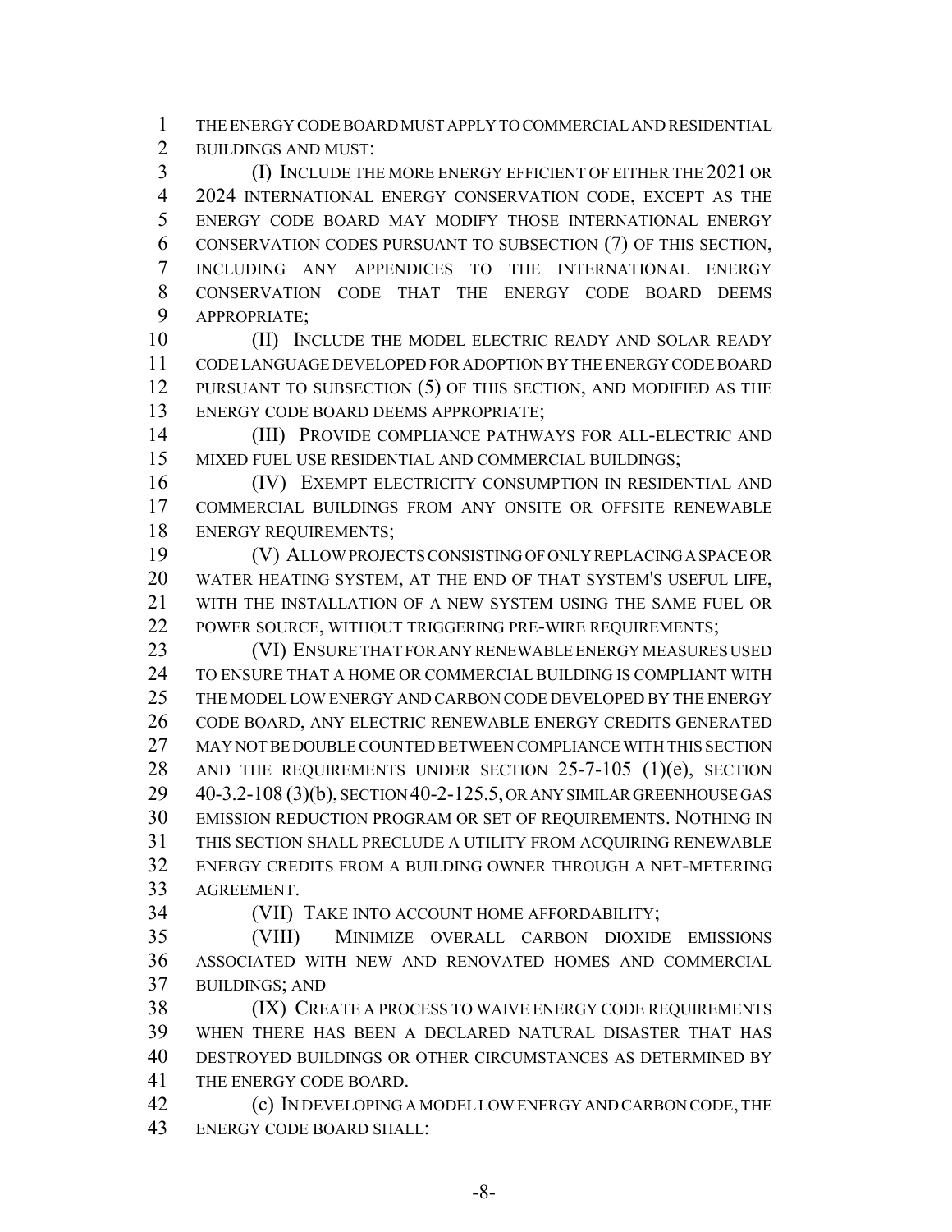THE ENERGY CODE BOARD MUST APPLY TO COMMERCIAL AND RESIDENTIAL BUILDINGS AND MUST:

(I) INCLUDE THE MORE ENERGY EFFICIENT OF EITHER THE 2021 OR 2024 INTERNATIONAL ENERGY CONSERVATION CODE, EXCEPT AS THE ENERGY CODE BOARD MAY MODIFY THOSE INTERNATIONAL ENERGY CONSERVATION CODES PURSUANT TO SUBSECTION (7) OF THIS SECTION, INCLUDING ANY APPENDICES TO THE INTERNATIONAL ENERGY CONSERVATION CODE THAT THE ENERGY CODE BOARD DEEMS APPROPRIATE;

(II) INCLUDE THE MODEL ELECTRIC READY AND SOLAR READY CODE LANGUAGE DEVELOPED FOR ADOPTION BY THE ENERGY CODE BOARD PURSUANT TO SUBSECTION (5) OF THIS SECTION, AND MODIFIED AS THE ENERGY CODE BOARD DEEMS APPROPRIATE;

(III) PROVIDE COMPLIANCE PATHWAYS FOR ALL-ELECTRIC AND MIXED FUEL USE RESIDENTIAL AND COMMERCIAL BUILDINGS;

(IV) EXEMPT ELECTRICITY CONSUMPTION IN RESIDENTIAL AND COMMERCIAL BUILDINGS FROM ANY ONSITE OR OFFSITE RENEWABLE ENERGY REQUIREMENTS;

(V) ALLOW PROJECTS CONSISTING OF ONLY REPLACING A SPACE OR WATER HEATING SYSTEM, AT THE END OF THAT SYSTEM'S USEFUL LIFE, WITH THE INSTALLATION OF A NEW SYSTEM USING THE SAME FUEL OR POWER SOURCE, WITHOUT TRIGGERING PRE-WIRE REQUIREMENTS;

(VI) ENSURE THAT FOR ANY RENEWABLE ENERGY MEASURES USED TO ENSURE THAT A HOME OR COMMERCIAL BUILDING IS COMPLIANT WITH THE MODEL LOW ENERGY AND CARBON CODE DEVELOPED BY THE ENERGY CODE BOARD, ANY ELECTRIC RENEWABLE ENERGY CREDITS GENERATED MAY NOT BE DOUBLE COUNTED BETWEEN COMPLIANCE WITH THIS SECTION AND THE REQUIREMENTS UNDER SECTION 25-7-105 (1)(e), SECTION 40-3.2-108 (3)(b), SECTION 40-2-125.5, OR ANY SIMILAR GREENHOUSE GAS EMISSION REDUCTION PROGRAM OR SET OF REQUIREMENTS. NOTHING IN THIS SECTION SHALL PRECLUDE A UTILITY FROM ACQUIRING RENEWABLE ENERGY CREDITS FROM A BUILDING OWNER THROUGH A NET-METERING AGREEMENT.

(VII) TAKE INTO ACCOUNT HOME AFFORDABILITY;

(VIII) MINIMIZE OVERALL CARBON DIOXIDE EMISSIONS ASSOCIATED WITH NEW AND RENOVATED HOMES AND COMMERCIAL BUILDINGS; AND

(IX) CREATE A PROCESS TO WAIVE ENERGY CODE REQUIREMENTS WHEN THERE HAS BEEN A DECLARED NATURAL DISASTER THAT HAS DESTROYED BUILDINGS OR OTHER CIRCUMSTANCES AS DETERMINED BY THE ENERGY CODE BOARD.

(c) IN DEVELOPING A MODEL LOW ENERGY AND CARBON CODE, THE ENERGY CODE BOARD SHALL: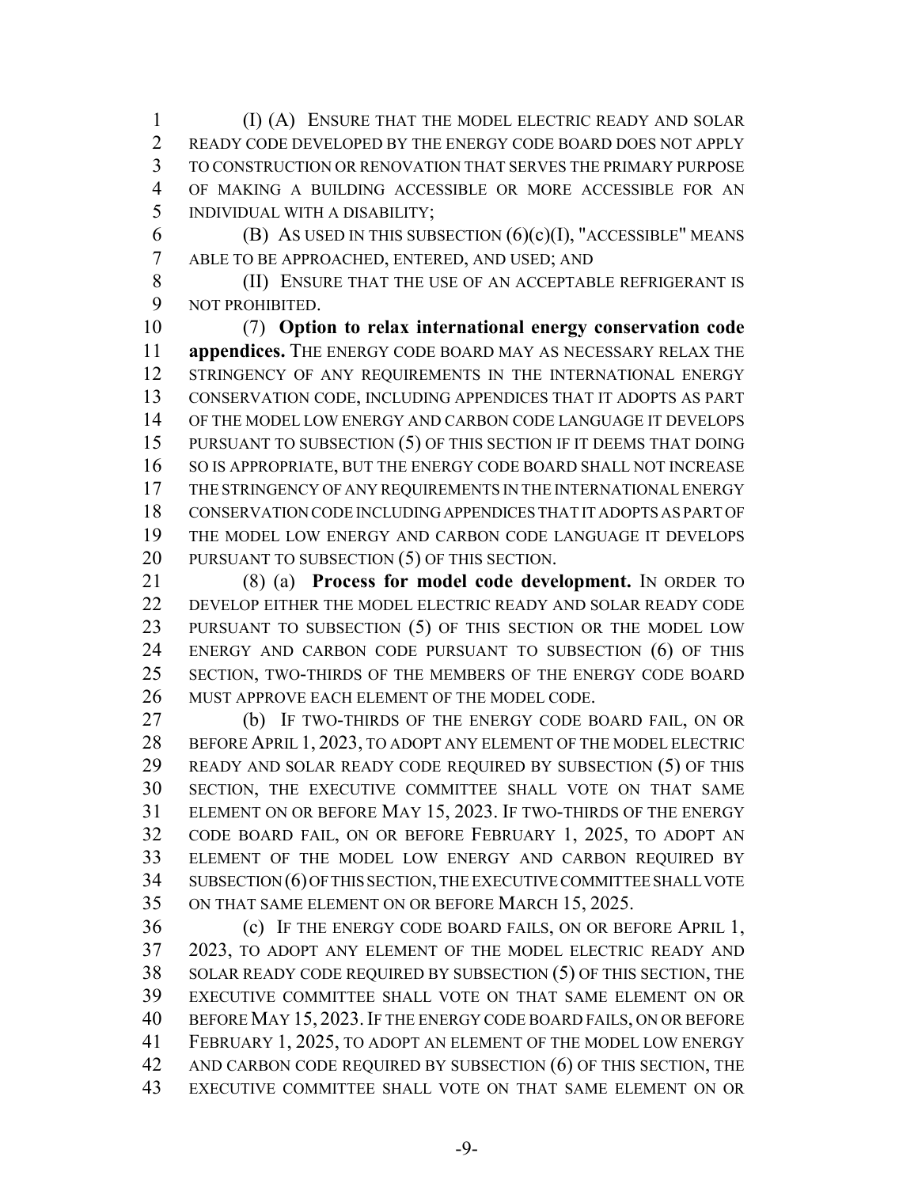(I) (A) ENSURE THAT THE MODEL ELECTRIC READY AND SOLAR READY CODE DEVELOPED BY THE ENERGY CODE BOARD DOES NOT APPLY TO CONSTRUCTION OR RENOVATION THAT SERVES THE PRIMARY PURPOSE OF MAKING A BUILDING ACCESSIBLE OR MORE ACCESSIBLE FOR AN INDIVIDUAL WITH A DISABILITY;

(B) AS USED IN THIS SUBSECTION (6)(c)(I), "ACCESSIBLE" MEANS ABLE TO BE APPROACHED, ENTERED, AND USED; AND

(II) ENSURE THAT THE USE OF AN ACCEPTABLE REFRIGERANT IS NOT PROHIBITED.

(7) **Option to relax international energy conservation code appendices.** THE ENERGY CODE BOARD MAY AS NECESSARY RELAX THE STRINGENCY OF ANY REQUIREMENTS IN THE INTERNATIONAL ENERGY CONSERVATION CODE, INCLUDING APPENDICES THAT IT ADOPTS AS PART OF THE MODEL LOW ENERGY AND CARBON CODE LANGUAGE IT DEVELOPS PURSUANT TO SUBSECTION (5) OF THIS SECTION IF IT DEEMS THAT DOING SO IS APPROPRIATE, BUT THE ENERGY CODE BOARD SHALL NOT INCREASE THE STRINGENCY OF ANY REQUIREMENTS IN THE INTERNATIONAL ENERGY CONSERVATION CODE INCLUDING APPENDICES THAT IT ADOPTS AS PART OF THE MODEL LOW ENERGY AND CARBON CODE LANGUAGE IT DEVELOPS PURSUANT TO SUBSECTION (5) OF THIS SECTION.

(8) (a) **Process for model code development.** IN ORDER TO DEVELOP EITHER THE MODEL ELECTRIC READY AND SOLAR READY CODE PURSUANT TO SUBSECTION (5) OF THIS SECTION OR THE MODEL LOW ENERGY AND CARBON CODE PURSUANT TO SUBSECTION (6) OF THIS SECTION, TWO-THIRDS OF THE MEMBERS OF THE ENERGY CODE BOARD MUST APPROVE EACH ELEMENT OF THE MODEL CODE.

(b) IF TWO-THIRDS OF THE ENERGY CODE BOARD FAIL, ON OR BEFORE APRIL 1, 2023, TO ADOPT ANY ELEMENT OF THE MODEL ELECTRIC READY AND SOLAR READY CODE REQUIRED BY SUBSECTION (5) OF THIS SECTION, THE EXECUTIVE COMMITTEE SHALL VOTE ON THAT SAME ELEMENT ON OR BEFORE MAY 15, 2023. IF TWO-THIRDS OF THE ENERGY CODE BOARD FAIL, ON OR BEFORE FEBRUARY 1, 2025, TO ADOPT AN ELEMENT OF THE MODEL LOW ENERGY AND CARBON REQUIRED BY SUBSECTION (6) OF THIS SECTION, THE EXECUTIVE COMMITTEE SHALL VOTE ON THAT SAME ELEMENT ON OR BEFORE MARCH 15, 2025.

(c) IF THE ENERGY CODE BOARD FAILS, ON OR BEFORE APRIL 1, 2023, TO ADOPT ANY ELEMENT OF THE MODEL ELECTRIC READY AND SOLAR READY CODE REQUIRED BY SUBSECTION (5) OF THIS SECTION, THE EXECUTIVE COMMITTEE SHALL VOTE ON THAT SAME ELEMENT ON OR BEFORE MAY 15, 2023. IF THE ENERGY CODE BOARD FAILS, ON OR BEFORE FEBRUARY 1, 2025, TO ADOPT AN ELEMENT OF THE MODEL LOW ENERGY AND CARBON CODE REQUIRED BY SUBSECTION (6) OF THIS SECTION, THE EXECUTIVE COMMITTEE SHALL VOTE ON THAT SAME ELEMENT ON OR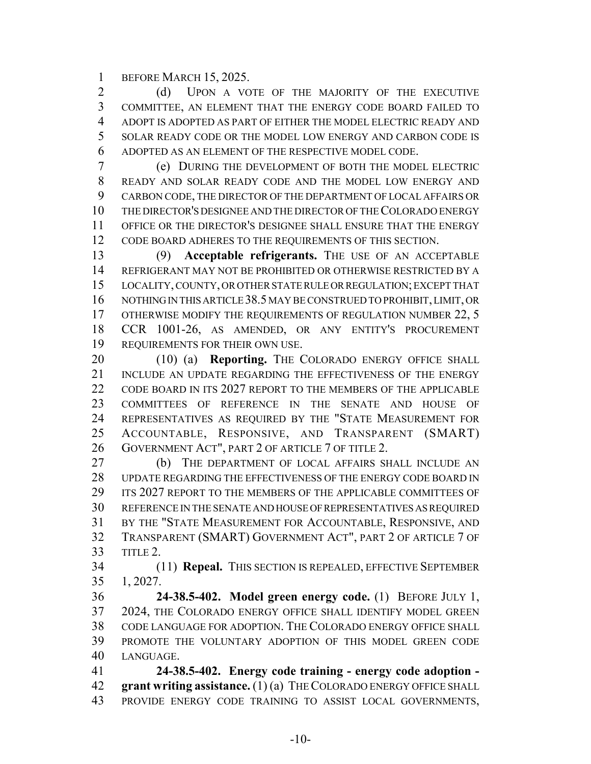BEFORE MARCH 15, 2025.

(d) UPON A VOTE OF THE MAJORITY OF THE EXECUTIVE COMMITTEE, AN ELEMENT THAT THE ENERGY CODE BOARD FAILED TO ADOPT IS ADOPTED AS PART OF EITHER THE MODEL ELECTRIC READY AND SOLAR READY CODE OR THE MODEL LOW ENERGY AND CARBON CODE IS ADOPTED AS AN ELEMENT OF THE RESPECTIVE MODEL CODE.

(e) DURING THE DEVELOPMENT OF BOTH THE MODEL ELECTRIC READY AND SOLAR READY CODE AND THE MODEL LOW ENERGY AND CARBON CODE, THE DIRECTOR OF THE DEPARTMENT OF LOCAL AFFAIRS OR THE DIRECTOR'S DESIGNEE AND THE DIRECTOR OF THE COLORADO ENERGY OFFICE OR THE DIRECTOR'S DESIGNEE SHALL ENSURE THAT THE ENERGY CODE BOARD ADHERES TO THE REQUIREMENTS OF THIS SECTION.

(9) **Acceptable refrigerants.** THE USE OF AN ACCEPTABLE REFRIGERANT MAY NOT BE PROHIBITED OR OTHERWISE RESTRICTED BY A LOCALITY, COUNTY, OR OTHER STATE RULE OR REGULATION; EXCEPT THAT NOTHING IN THIS ARTICLE 38.5 MAY BE CONSTRUED TO PROHIBIT, LIMIT, OR OTHERWISE MODIFY THE REQUIREMENTS OF REGULATION NUMBER 22, 5 CCR 1001-26, AS AMENDED, OR ANY ENTITY'S PROCUREMENT REQUIREMENTS FOR THEIR OWN USE.

(10) (a) **Reporting.** THE COLORADO ENERGY OFFICE SHALL INCLUDE AN UPDATE REGARDING THE EFFECTIVENESS OF THE ENERGY CODE BOARD IN ITS 2027 REPORT TO THE MEMBERS OF THE APPLICABLE COMMITTEES OF REFERENCE IN THE SENATE AND HOUSE OF REPRESENTATIVES AS REQUIRED BY THE "STATE MEASUREMENT FOR ACCOUNTABLE, RESPONSIVE, AND TRANSPARENT (SMART) GOVERNMENT ACT", PART 2 OF ARTICLE 7 OF TITLE 2.

(b) THE DEPARTMENT OF LOCAL AFFAIRS SHALL INCLUDE AN UPDATE REGARDING THE EFFECTIVENESS OF THE ENERGY CODE BOARD IN ITS 2027 REPORT TO THE MEMBERS OF THE APPLICABLE COMMITTEES OF REFERENCE IN THE SENATE AND HOUSE OF REPRESENTATIVES AS REQUIRED BY THE "STATE MEASUREMENT FOR ACCOUNTABLE, RESPONSIVE, AND TRANSPARENT (SMART) GOVERNMENT ACT", PART 2 OF ARTICLE 7 OF TITLE 2.

(11) **Repeal.** THIS SECTION IS REPEALED, EFFECTIVE SEPTEMBER 1, 2027.

**24-38.5-402. Model green energy code.** (1) BEFORE JULY 1, 2024, THE COLORADO ENERGY OFFICE SHALL IDENTIFY MODEL GREEN CODE LANGUAGE FOR ADOPTION. THE COLORADO ENERGY OFFICE SHALL PROMOTE THE VOLUNTARY ADOPTION OF THIS MODEL GREEN CODE LANGUAGE.

**24-38.5-402. Energy code training - energy code adoption - grant writing assistance.** (1) (a) THE COLORADO ENERGY OFFICE SHALL PROVIDE ENERGY CODE TRAINING TO ASSIST LOCAL GOVERNMENTS,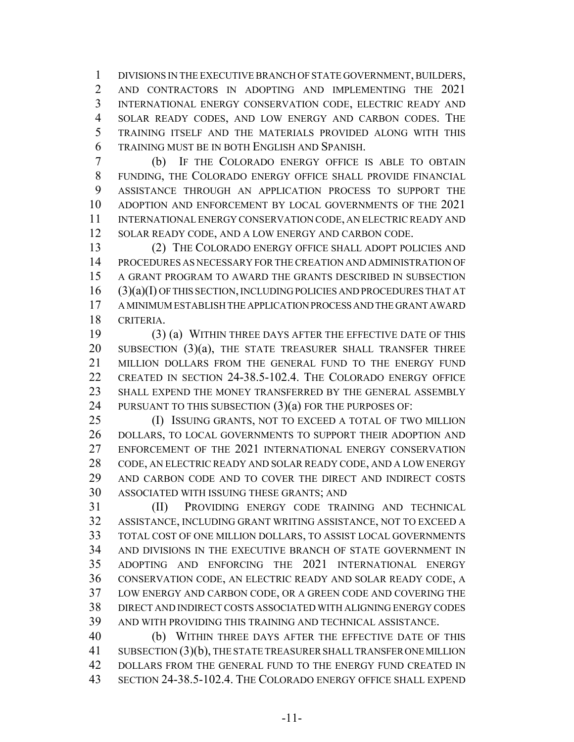DIVISIONS IN THE EXECUTIVE BRANCH OF STATE GOVERNMENT, BUILDERS, AND CONTRACTORS IN ADOPTING AND IMPLEMENTING THE 2021 INTERNATIONAL ENERGY CONSERVATION CODE, ELECTRIC READY AND SOLAR READY CODES, AND LOW ENERGY AND CARBON CODES. THE TRAINING ITSELF AND THE MATERIALS PROVIDED ALONG WITH THIS TRAINING MUST BE IN BOTH ENGLISH AND SPANISH.

(b) IF THE COLORADO ENERGY OFFICE IS ABLE TO OBTAIN FUNDING, THE COLORADO ENERGY OFFICE SHALL PROVIDE FINANCIAL ASSISTANCE THROUGH AN APPLICATION PROCESS TO SUPPORT THE ADOPTION AND ENFORCEMENT BY LOCAL GOVERNMENTS OF THE 2021 INTERNATIONAL ENERGY CONSERVATION CODE, AN ELECTRIC READY AND SOLAR READY CODE, AND A LOW ENERGY AND CARBON CODE.

(2) THE COLORADO ENERGY OFFICE SHALL ADOPT POLICIES AND PROCEDURES AS NECESSARY FOR THE CREATION AND ADMINISTRATION OF A GRANT PROGRAM TO AWARD THE GRANTS DESCRIBED IN SUBSECTION (3)(a)(I) OF THIS SECTION, INCLUDING POLICIES AND PROCEDURES THAT AT A MINIMUM ESTABLISH THE APPLICATION PROCESS AND THE GRANT AWARD CRITERIA.

(3) (a) WITHIN THREE DAYS AFTER THE EFFECTIVE DATE OF THIS SUBSECTION (3)(a), THE STATE TREASURER SHALL TRANSFER THREE MILLION DOLLARS FROM THE GENERAL FUND TO THE ENERGY FUND CREATED IN SECTION 24-38.5-102.4. THE COLORADO ENERGY OFFICE SHALL EXPEND THE MONEY TRANSFERRED BY THE GENERAL ASSEMBLY PURSUANT TO THIS SUBSECTION (3)(a) FOR THE PURPOSES OF:

(I) ISSUING GRANTS, NOT TO EXCEED A TOTAL OF TWO MILLION DOLLARS, TO LOCAL GOVERNMENTS TO SUPPORT THEIR ADOPTION AND ENFORCEMENT OF THE 2021 INTERNATIONAL ENERGY CONSERVATION CODE, AN ELECTRIC READY AND SOLAR READY CODE, AND A LOW ENERGY AND CARBON CODE AND TO COVER THE DIRECT AND INDIRECT COSTS ASSOCIATED WITH ISSUING THESE GRANTS; AND

(II) PROVIDING ENERGY CODE TRAINING AND TECHNICAL ASSISTANCE, INCLUDING GRANT WRITING ASSISTANCE, NOT TO EXCEED A TOTAL COST OF ONE MILLION DOLLARS, TO ASSIST LOCAL GOVERNMENTS AND DIVISIONS IN THE EXECUTIVE BRANCH OF STATE GOVERNMENT IN ADOPTING AND ENFORCING THE 2021 INTERNATIONAL ENERGY CONSERVATION CODE, AN ELECTRIC READY AND SOLAR READY CODE, A LOW ENERGY AND CARBON CODE, OR A GREEN CODE AND COVERING THE DIRECT AND INDIRECT COSTS ASSOCIATED WITH ALIGNING ENERGY CODES AND WITH PROVIDING THIS TRAINING AND TECHNICAL ASSISTANCE.

(b) WITHIN THREE DAYS AFTER THE EFFECTIVE DATE OF THIS SUBSECTION (3)(b), THE STATE TREASURER SHALL TRANSFER ONE MILLION DOLLARS FROM THE GENERAL FUND TO THE ENERGY FUND CREATED IN SECTION 24-38.5-102.4. THE COLORADO ENERGY OFFICE SHALL EXPEND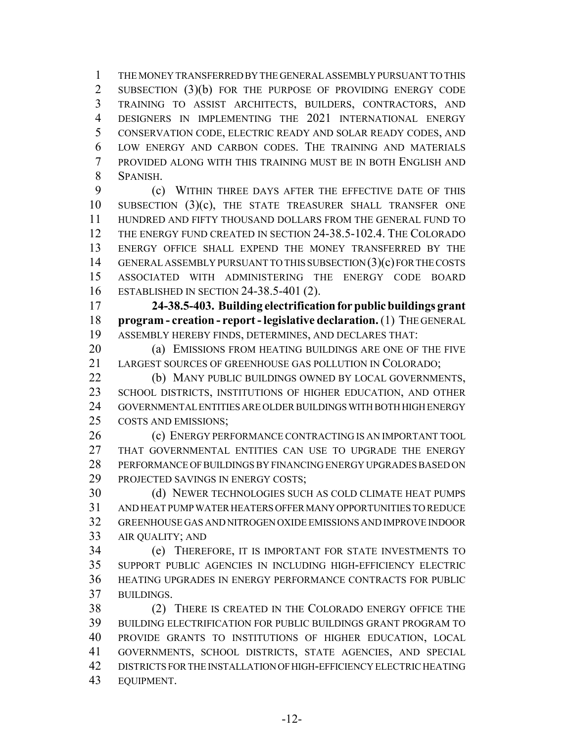THE MONEY TRANSFERRED BY THE GENERAL ASSEMBLY PURSUANT TO THIS SUBSECTION (3)(b) FOR THE PURPOSE OF PROVIDING ENERGY CODE TRAINING TO ASSIST ARCHITECTS, BUILDERS, CONTRACTORS, AND DESIGNERS IN IMPLEMENTING THE 2021 INTERNATIONAL ENERGY CONSERVATION CODE, ELECTRIC READY AND SOLAR READY CODES, AND LOW ENERGY AND CARBON CODES. THE TRAINING AND MATERIALS PROVIDED ALONG WITH THIS TRAINING MUST BE IN BOTH ENGLISH AND SPANISH.

(c) WITHIN THREE DAYS AFTER THE EFFECTIVE DATE OF THIS SUBSECTION (3)(c), THE STATE TREASURER SHALL TRANSFER ONE HUNDRED AND FIFTY THOUSAND DOLLARS FROM THE GENERAL FUND TO THE ENERGY FUND CREATED IN SECTION 24-38.5-102.4. THE COLORADO ENERGY OFFICE SHALL EXPEND THE MONEY TRANSFERRED BY THE GENERAL ASSEMBLY PURSUANT TO THIS SUBSECTION (3)(c) FOR THE COSTS ASSOCIATED WITH ADMINISTERING THE ENERGY CODE BOARD ESTABLISHED IN SECTION 24-38.5-401 (2).

**24-38.5-403. Building electrification for public buildings grant program - creation - report - legislative declaration.** (1) THE GENERAL ASSEMBLY HEREBY FINDS, DETERMINES, AND DECLARES THAT:

(a) EMISSIONS FROM HEATING BUILDINGS ARE ONE OF THE FIVE LARGEST SOURCES OF GREENHOUSE GAS POLLUTION IN COLORADO;

(b) MANY PUBLIC BUILDINGS OWNED BY LOCAL GOVERNMENTS, SCHOOL DISTRICTS, INSTITUTIONS OF HIGHER EDUCATION, AND OTHER GOVERNMENTAL ENTITIES ARE OLDER BUILDINGS WITH BOTH HIGH ENERGY COSTS AND EMISSIONS;

(c) ENERGY PERFORMANCE CONTRACTING IS AN IMPORTANT TOOL THAT GOVERNMENTAL ENTITIES CAN USE TO UPGRADE THE ENERGY PERFORMANCE OF BUILDINGS BY FINANCING ENERGY UPGRADES BASED ON PROJECTED SAVINGS IN ENERGY COSTS;

(d) NEWER TECHNOLOGIES SUCH AS COLD CLIMATE HEAT PUMPS AND HEAT PUMP WATER HEATERS OFFER MANY OPPORTUNITIES TO REDUCE GREENHOUSE GAS AND NITROGEN OXIDE EMISSIONS AND IMPROVE INDOOR AIR QUALITY; AND

(e) THEREFORE, IT IS IMPORTANT FOR STATE INVESTMENTS TO SUPPORT PUBLIC AGENCIES IN INCLUDING HIGH-EFFICIENCY ELECTRIC HEATING UPGRADES IN ENERGY PERFORMANCE CONTRACTS FOR PUBLIC BUILDINGS.

(2) THERE IS CREATED IN THE COLORADO ENERGY OFFICE THE BUILDING ELECTRIFICATION FOR PUBLIC BUILDINGS GRANT PROGRAM TO PROVIDE GRANTS TO INSTITUTIONS OF HIGHER EDUCATION, LOCAL GOVERNMENTS, SCHOOL DISTRICTS, STATE AGENCIES, AND SPECIAL DISTRICTS FOR THE INSTALLATION OF HIGH-EFFICIENCY ELECTRIC HEATING EQUIPMENT.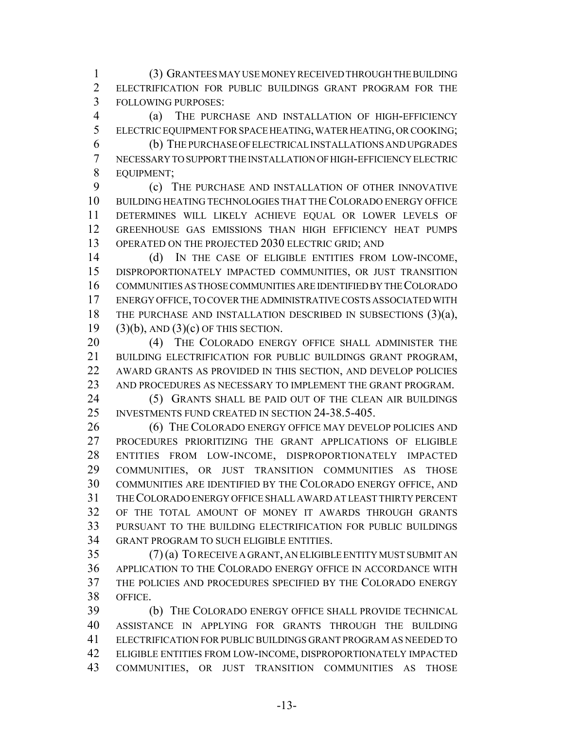(3) GRANTEES MAY USE MONEY RECEIVED THROUGH THE BUILDING ELECTRIFICATION FOR PUBLIC BUILDINGS GRANT PROGRAM FOR THE FOLLOWING PURPOSES:

(a) THE PURCHASE AND INSTALLATION OF HIGH-EFFICIENCY ELECTRIC EQUIPMENT FOR SPACE HEATING, WATER HEATING, OR COOKING;

(b) THE PURCHASE OF ELECTRICAL INSTALLATIONS AND UPGRADES NECESSARY TO SUPPORT THE INSTALLATION OF HIGH-EFFICIENCY ELECTRIC EQUIPMENT;

(c) THE PURCHASE AND INSTALLATION OF OTHER INNOVATIVE BUILDING HEATING TECHNOLOGIES THAT THE COLORADO ENERGY OFFICE DETERMINES WILL LIKELY ACHIEVE EQUAL OR LOWER LEVELS OF GREENHOUSE GAS EMISSIONS THAN HIGH EFFICIENCY HEAT PUMPS OPERATED ON THE PROJECTED 2030 ELECTRIC GRID; AND

(d) IN THE CASE OF ELIGIBLE ENTITIES FROM LOW-INCOME, DISPROPORTIONATELY IMPACTED COMMUNITIES, OR JUST TRANSITION COMMUNITIES AS THOSE COMMUNITIES ARE IDENTIFIED BY THE COLORADO ENERGY OFFICE, TO COVER THE ADMINISTRATIVE COSTS ASSOCIATED WITH THE PURCHASE AND INSTALLATION DESCRIBED IN SUBSECTIONS (3)(a), (3)(b), AND (3)(c) OF THIS SECTION.

(4) THE COLORADO ENERGY OFFICE SHALL ADMINISTER THE BUILDING ELECTRIFICATION FOR PUBLIC BUILDINGS GRANT PROGRAM, AWARD GRANTS AS PROVIDED IN THIS SECTION, AND DEVELOP POLICIES AND PROCEDURES AS NECESSARY TO IMPLEMENT THE GRANT PROGRAM.

(5) GRANTS SHALL BE PAID OUT OF THE CLEAN AIR BUILDINGS INVESTMENTS FUND CREATED IN SECTION 24-38.5-405.

(6) THE COLORADO ENERGY OFFICE MAY DEVELOP POLICIES AND PROCEDURES PRIORITIZING THE GRANT APPLICATIONS OF ELIGIBLE ENTITIES FROM LOW-INCOME, DISPROPORTIONATELY IMPACTED COMMUNITIES, OR JUST TRANSITION COMMUNITIES AS THOSE COMMUNITIES ARE IDENTIFIED BY THE COLORADO ENERGY OFFICE, AND THE COLORADO ENERGY OFFICE SHALL AWARD AT LEAST THIRTY PERCENT OF THE TOTAL AMOUNT OF MONEY IT AWARDS THROUGH GRANTS PURSUANT TO THE BUILDING ELECTRIFICATION FOR PUBLIC BUILDINGS GRANT PROGRAM TO SUCH ELIGIBLE ENTITIES.

(7) (a) TO RECEIVE A GRANT, AN ELIGIBLE ENTITY MUST SUBMIT AN APPLICATION TO THE COLORADO ENERGY OFFICE IN ACCORDANCE WITH THE POLICIES AND PROCEDURES SPECIFIED BY THE COLORADO ENERGY OFFICE.

(b) THE COLORADO ENERGY OFFICE SHALL PROVIDE TECHNICAL ASSISTANCE IN APPLYING FOR GRANTS THROUGH THE BUILDING ELECTRIFICATION FOR PUBLIC BUILDINGS GRANT PROGRAM AS NEEDED TO ELIGIBLE ENTITIES FROM LOW-INCOME, DISPROPORTIONATELY IMPACTED COMMUNITIES, OR JUST TRANSITION COMMUNITIES AS THOSE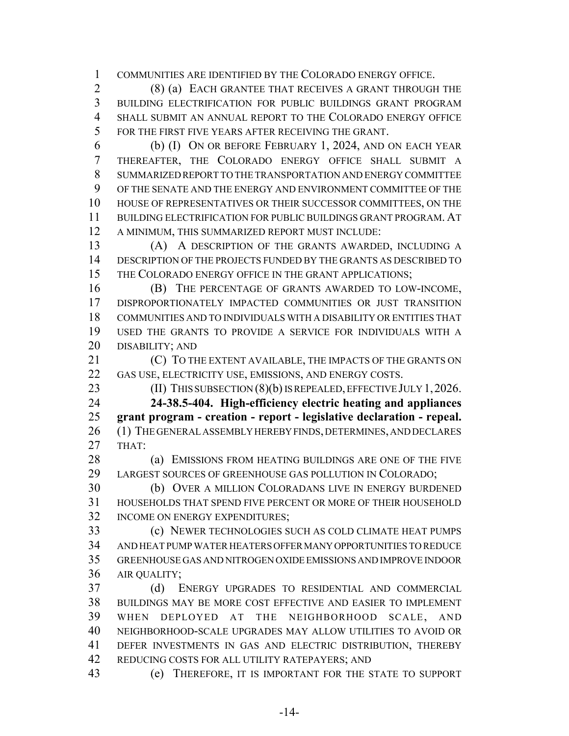COMMUNITIES ARE IDENTIFIED BY THE COLORADO ENERGY OFFICE.

(8) (a) EACH GRANTEE THAT RECEIVES A GRANT THROUGH THE BUILDING ELECTRIFICATION FOR PUBLIC BUILDINGS GRANT PROGRAM SHALL SUBMIT AN ANNUAL REPORT TO THE COLORADO ENERGY OFFICE FOR THE FIRST FIVE YEARS AFTER RECEIVING THE GRANT.

(b) (I) ON OR BEFORE FEBRUARY 1, 2024, AND ON EACH YEAR THEREAFTER, THE COLORADO ENERGY OFFICE SHALL SUBMIT A SUMMARIZED REPORT TO THE TRANSPORTATION AND ENERGY COMMITTEE OF THE SENATE AND THE ENERGY AND ENVIRONMENT COMMITTEE OF THE HOUSE OF REPRESENTATIVES OR THEIR SUCCESSOR COMMITTEES, ON THE BUILDING ELECTRIFICATION FOR PUBLIC BUILDINGS GRANT PROGRAM. AT A MINIMUM, THIS SUMMARIZED REPORT MUST INCLUDE:

(A) A DESCRIPTION OF THE GRANTS AWARDED, INCLUDING A DESCRIPTION OF THE PROJECTS FUNDED BY THE GRANTS AS DESCRIBED TO THE COLORADO ENERGY OFFICE IN THE GRANT APPLICATIONS;

(B) THE PERCENTAGE OF GRANTS AWARDED TO LOW-INCOME, DISPROPORTIONATELY IMPACTED COMMUNITIES OR JUST TRANSITION COMMUNITIES AND TO INDIVIDUALS WITH A DISABILITY OR ENTITIES THAT USED THE GRANTS TO PROVIDE A SERVICE FOR INDIVIDUALS WITH A DISABILITY; AND

(C) TO THE EXTENT AVAILABLE, THE IMPACTS OF THE GRANTS ON GAS USE, ELECTRICITY USE, EMISSIONS, AND ENERGY COSTS.

(II) THIS SUBSECTION (8)(b) IS REPEALED, EFFECTIVE JULY 1, 2026.

**24-38.5-404. High-efficiency electric heating and appliances grant program - creation - report - legislative declaration - repeal.** (1) THE GENERAL ASSEMBLY HEREBY FINDS, DETERMINES, AND DECLARES THAT:

(a) EMISSIONS FROM HEATING BUILDINGS ARE ONE OF THE FIVE LARGEST SOURCES OF GREENHOUSE GAS POLLUTION IN COLORADO;

(b) OVER A MILLION COLORADANS LIVE IN ENERGY BURDENED HOUSEHOLDS THAT SPEND FIVE PERCENT OR MORE OF THEIR HOUSEHOLD INCOME ON ENERGY EXPENDITURES;

(c) NEWER TECHNOLOGIES SUCH AS COLD CLIMATE HEAT PUMPS AND HEAT PUMP WATER HEATERS OFFER MANY OPPORTUNITIES TO REDUCE GREENHOUSE GAS AND NITROGEN OXIDE EMISSIONS AND IMPROVE INDOOR AIR QUALITY;

(d) ENERGY UPGRADES TO RESIDENTIAL AND COMMERCIAL BUILDINGS MAY BE MORE COST EFFECTIVE AND EASIER TO IMPLEMENT WHEN DEPLOYED AT THE NEIGHBORHOOD SCALE, AND NEIGHBORHOOD-SCALE UPGRADES MAY ALLOW UTILITIES TO AVOID OR DEFER INVESTMENTS IN GAS AND ELECTRIC DISTRIBUTION, THEREBY REDUCING COSTS FOR ALL UTILITY RATEPAYERS; AND

(e) THEREFORE, IT IS IMPORTANT FOR THE STATE TO SUPPORT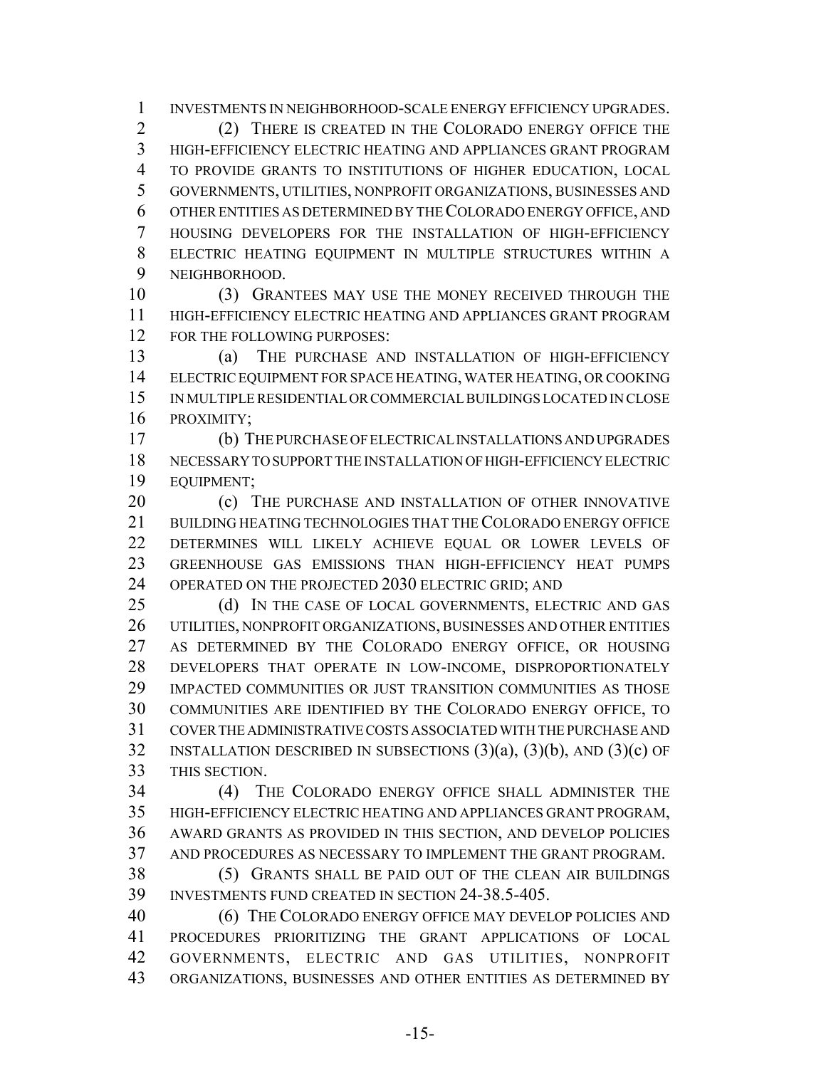INVESTMENTS IN NEIGHBORHOOD-SCALE ENERGY EFFICIENCY UPGRADES.

(2) THERE IS CREATED IN THE COLORADO ENERGY OFFICE THE HIGH-EFFICIENCY ELECTRIC HEATING AND APPLIANCES GRANT PROGRAM TO PROVIDE GRANTS TO INSTITUTIONS OF HIGHER EDUCATION, LOCAL GOVERNMENTS, UTILITIES, NONPROFIT ORGANIZATIONS, BUSINESSES AND OTHER ENTITIES AS DETERMINED BY THE COLORADO ENERGY OFFICE, AND HOUSING DEVELOPERS FOR THE INSTALLATION OF HIGH-EFFICIENCY ELECTRIC HEATING EQUIPMENT IN MULTIPLE STRUCTURES WITHIN A NEIGHBORHOOD.

(3) GRANTEES MAY USE THE MONEY RECEIVED THROUGH THE HIGH-EFFICIENCY ELECTRIC HEATING AND APPLIANCES GRANT PROGRAM FOR THE FOLLOWING PURPOSES:

(a) THE PURCHASE AND INSTALLATION OF HIGH-EFFICIENCY ELECTRIC EQUIPMENT FOR SPACE HEATING, WATER HEATING, OR COOKING IN MULTIPLE RESIDENTIAL OR COMMERCIAL BUILDINGS LOCATED IN CLOSE PROXIMITY;

(b) THE PURCHASE OF ELECTRICAL INSTALLATIONS AND UPGRADES NECESSARY TO SUPPORT THE INSTALLATION OF HIGH-EFFICIENCY ELECTRIC EQUIPMENT;

(c) THE PURCHASE AND INSTALLATION OF OTHER INNOVATIVE BUILDING HEATING TECHNOLOGIES THAT THE COLORADO ENERGY OFFICE DETERMINES WILL LIKELY ACHIEVE EQUAL OR LOWER LEVELS OF GREENHOUSE GAS EMISSIONS THAN HIGH-EFFICIENCY HEAT PUMPS OPERATED ON THE PROJECTED 2030 ELECTRIC GRID; AND

(d) IN THE CASE OF LOCAL GOVERNMENTS, ELECTRIC AND GAS UTILITIES, NONPROFIT ORGANIZATIONS, BUSINESSES AND OTHER ENTITIES AS DETERMINED BY THE COLORADO ENERGY OFFICE, OR HOUSING DEVELOPERS THAT OPERATE IN LOW-INCOME, DISPROPORTIONATELY IMPACTED COMMUNITIES OR JUST TRANSITION COMMUNITIES AS THOSE COMMUNITIES ARE IDENTIFIED BY THE COLORADO ENERGY OFFICE, TO COVER THE ADMINISTRATIVE COSTS ASSOCIATED WITH THE PURCHASE AND INSTALLATION DESCRIBED IN SUBSECTIONS (3)(a), (3)(b), AND (3)(c) OF THIS SECTION.

(4) THE COLORADO ENERGY OFFICE SHALL ADMINISTER THE HIGH-EFFICIENCY ELECTRIC HEATING AND APPLIANCES GRANT PROGRAM, AWARD GRANTS AS PROVIDED IN THIS SECTION, AND DEVELOP POLICIES AND PROCEDURES AS NECESSARY TO IMPLEMENT THE GRANT PROGRAM.

(5) GRANTS SHALL BE PAID OUT OF THE CLEAN AIR BUILDINGS INVESTMENTS FUND CREATED IN SECTION 24-38.5-405.

(6) THE COLORADO ENERGY OFFICE MAY DEVELOP POLICIES AND PROCEDURES PRIORITIZING THE GRANT APPLICATIONS OF LOCAL GOVERNMENTS, ELECTRIC AND GAS UTILITIES, NONPROFIT ORGANIZATIONS, BUSINESSES AND OTHER ENTITIES AS DETERMINED BY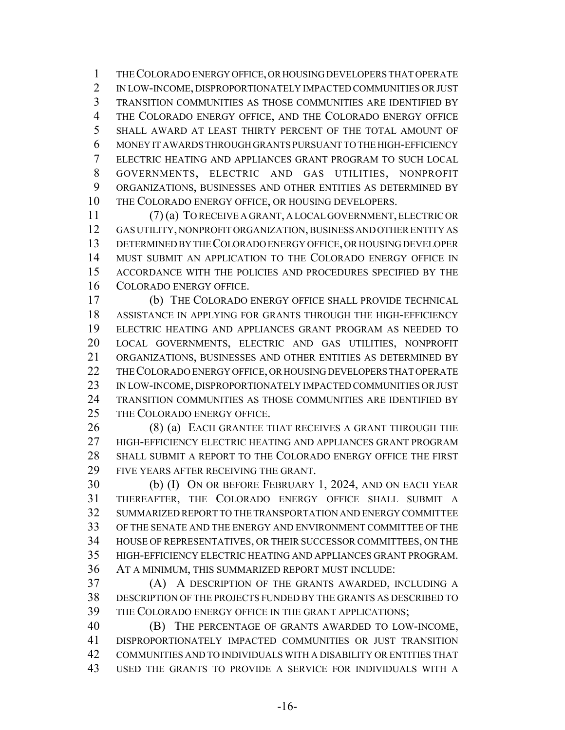THE COLORADO ENERGY OFFICE, OR HOUSING DEVELOPERS THAT OPERATE IN LOW-INCOME, DISPROPORTIONATELY IMPACTED COMMUNITIES OR JUST TRANSITION COMMUNITIES AS THOSE COMMUNITIES ARE IDENTIFIED BY THE COLORADO ENERGY OFFICE, AND THE COLORADO ENERGY OFFICE SHALL AWARD AT LEAST THIRTY PERCENT OF THE TOTAL AMOUNT OF MONEY IT AWARDS THROUGH GRANTS PURSUANT TO THE HIGH-EFFICIENCY ELECTRIC HEATING AND APPLIANCES GRANT PROGRAM TO SUCH LOCAL GOVERNMENTS, ELECTRIC AND GAS UTILITIES, NONPROFIT ORGANIZATIONS, BUSINESSES AND OTHER ENTITIES AS DETERMINED BY THE COLORADO ENERGY OFFICE, OR HOUSING DEVELOPERS.

(7) (a) TO RECEIVE A GRANT, A LOCAL GOVERNMENT, ELECTRIC OR GAS UTILITY, NONPROFIT ORGANIZATION, BUSINESS AND OTHER ENTITY AS DETERMINED BY THE COLORADO ENERGY OFFICE, OR HOUSING DEVELOPER MUST SUBMIT AN APPLICATION TO THE COLORADO ENERGY OFFICE IN ACCORDANCE WITH THE POLICIES AND PROCEDURES SPECIFIED BY THE COLORADO ENERGY OFFICE.

(b) THE COLORADO ENERGY OFFICE SHALL PROVIDE TECHNICAL ASSISTANCE IN APPLYING FOR GRANTS THROUGH THE HIGH-EFFICIENCY ELECTRIC HEATING AND APPLIANCES GRANT PROGRAM AS NEEDED TO LOCAL GOVERNMENTS, ELECTRIC AND GAS UTILITIES, NONPROFIT ORGANIZATIONS, BUSINESSES AND OTHER ENTITIES AS DETERMINED BY THE COLORADO ENERGY OFFICE, OR HOUSING DEVELOPERS THAT OPERATE IN LOW-INCOME, DISPROPORTIONATELY IMPACTED COMMUNITIES OR JUST TRANSITION COMMUNITIES AS THOSE COMMUNITIES ARE IDENTIFIED BY THE COLORADO ENERGY OFFICE.

(8) (a) EACH GRANTEE THAT RECEIVES A GRANT THROUGH THE HIGH-EFFICIENCY ELECTRIC HEATING AND APPLIANCES GRANT PROGRAM SHALL SUBMIT A REPORT TO THE COLORADO ENERGY OFFICE THE FIRST FIVE YEARS AFTER RECEIVING THE GRANT.

(b) (I) ON OR BEFORE FEBRUARY 1, 2024, AND ON EACH YEAR THEREAFTER, THE COLORADO ENERGY OFFICE SHALL SUBMIT A SUMMARIZED REPORT TO THE TRANSPORTATION AND ENERGY COMMITTEE OF THE SENATE AND THE ENERGY AND ENVIRONMENT COMMITTEE OF THE HOUSE OF REPRESENTATIVES, OR THEIR SUCCESSOR COMMITTEES, ON THE HIGH-EFFICIENCY ELECTRIC HEATING AND APPLIANCES GRANT PROGRAM. AT A MINIMUM, THIS SUMMARIZED REPORT MUST INCLUDE:

(A) A DESCRIPTION OF THE GRANTS AWARDED, INCLUDING A DESCRIPTION OF THE PROJECTS FUNDED BY THE GRANTS AS DESCRIBED TO THE COLORADO ENERGY OFFICE IN THE GRANT APPLICATIONS;

(B) THE PERCENTAGE OF GRANTS AWARDED TO LOW-INCOME, DISPROPORTIONATELY IMPACTED COMMUNITIES OR JUST TRANSITION COMMUNITIES AND TO INDIVIDUALS WITH A DISABILITY OR ENTITIES THAT USED THE GRANTS TO PROVIDE A SERVICE FOR INDIVIDUALS WITH A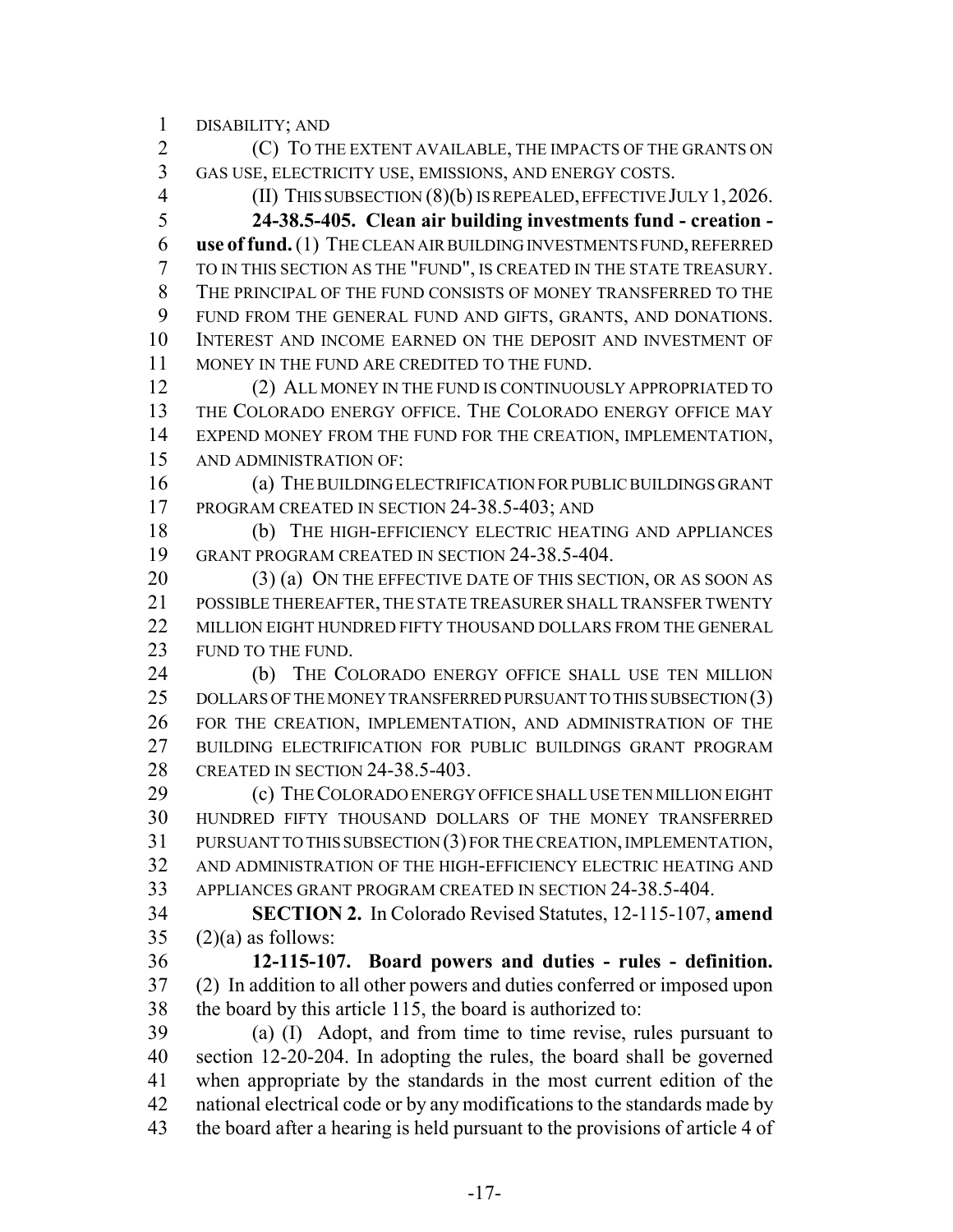DISABILITY; AND

(C) TO THE EXTENT AVAILABLE, THE IMPACTS OF THE GRANTS ON GAS USE, ELECTRICITY USE, EMISSIONS, AND ENERGY COSTS.

(II) THIS SUBSECTION (8)(b) IS REPEALED, EFFECTIVE JULY 1, 2026.

**24-38.5-405. Clean air building investments fund - creation - use of fund.** (1) THE CLEAN AIR BUILDING INVESTMENTS FUND, REFERRED TO IN THIS SECTION AS THE "FUND", IS CREATED IN THE STATE TREASURY. THE PRINCIPAL OF THE FUND CONSISTS OF MONEY TRANSFERRED TO THE FUND FROM THE GENERAL FUND AND GIFTS, GRANTS, AND DONATIONS. INTEREST AND INCOME EARNED ON THE DEPOSIT AND INVESTMENT OF MONEY IN THE FUND ARE CREDITED TO THE FUND.

(2) ALL MONEY IN THE FUND IS CONTINUOUSLY APPROPRIATED TO THE COLORADO ENERGY OFFICE. THE COLORADO ENERGY OFFICE MAY EXPEND MONEY FROM THE FUND FOR THE CREATION, IMPLEMENTATION, AND ADMINISTRATION OF:

(a) THE BUILDING ELECTRIFICATION FOR PUBLIC BUILDINGS GRANT PROGRAM CREATED IN SECTION 24-38.5-403; AND

(b) THE HIGH-EFFICIENCY ELECTRIC HEATING AND APPLIANCES GRANT PROGRAM CREATED IN SECTION 24-38.5-404.

(3) (a) ON THE EFFECTIVE DATE OF THIS SECTION, OR AS SOON AS POSSIBLE THEREAFTER, THE STATE TREASURER SHALL TRANSFER TWENTY MILLION EIGHT HUNDRED FIFTY THOUSAND DOLLARS FROM THE GENERAL FUND TO THE FUND.

(b) THE COLORADO ENERGY OFFICE SHALL USE TEN MILLION DOLLARS OF THE MONEY TRANSFERRED PURSUANT TO THIS SUBSECTION (3) FOR THE CREATION, IMPLEMENTATION, AND ADMINISTRATION OF THE BUILDING ELECTRIFICATION FOR PUBLIC BUILDINGS GRANT PROGRAM CREATED IN SECTION 24-38.5-403.

(c) THE COLORADO ENERGY OFFICE SHALL USE TEN MILLION EIGHT HUNDRED FIFTY THOUSAND DOLLARS OF THE MONEY TRANSFERRED PURSUANT TO THIS SUBSECTION (3) FOR THE CREATION, IMPLEMENTATION, AND ADMINISTRATION OF THE HIGH-EFFICIENCY ELECTRIC HEATING AND APPLIANCES GRANT PROGRAM CREATED IN SECTION 24-38.5-404.

**SECTION 2.** In Colorado Revised Statutes, 12-115-107, **amend** (2)(a) as follows:

**12-115-107. Board powers and duties - rules - definition.** (2) In addition to all other powers and duties conferred or imposed upon the board by this article 115, the board is authorized to:

(a) (I) Adopt, and from time to time revise, rules pursuant to section 12-20-204. In adopting the rules, the board shall be governed when appropriate by the standards in the most current edition of the national electrical code or by any modifications to the standards made by the board after a hearing is held pursuant to the provisions of article 4 of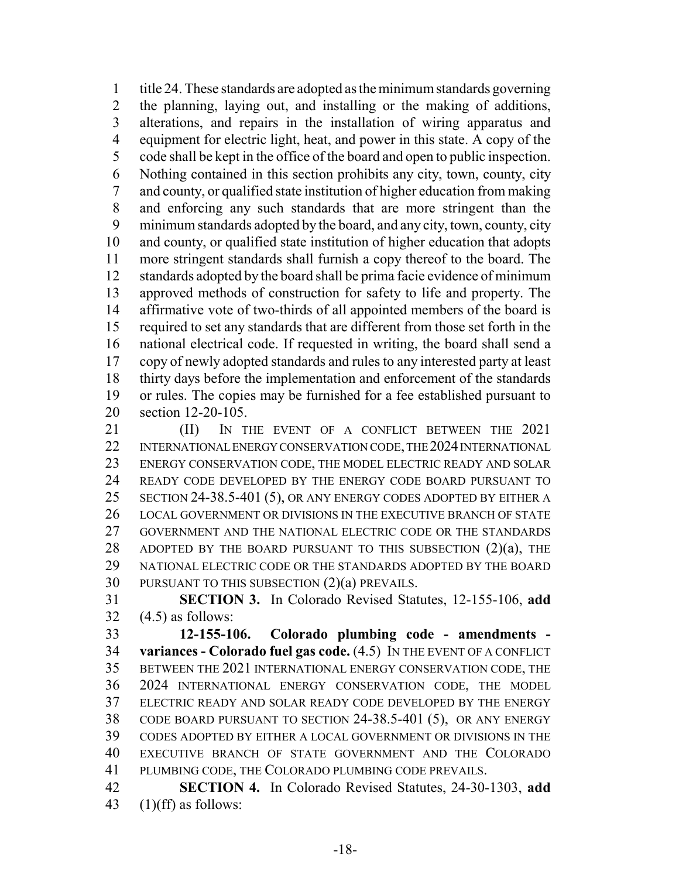title 24. These standards are adopted as the minimum standards governing the planning, laying out, and installing or the making of additions, alterations, and repairs in the installation of wiring apparatus and equipment for electric light, heat, and power in this state. A copy of the code shall be kept in the office of the board and open to public inspection. Nothing contained in this section prohibits any city, town, county, city and county, or qualified state institution of higher education from making and enforcing any such standards that are more stringent than the minimum standards adopted by the board, and any city, town, county, city and county, or qualified state institution of higher education that adopts more stringent standards shall furnish a copy thereof to the board. The standards adopted by the board shall be prima facie evidence of minimum approved methods of construction for safety to life and property. The affirmative vote of two-thirds of all appointed members of the board is required to set any standards that are different from those set forth in the national electrical code. If requested in writing, the board shall send a copy of newly adopted standards and rules to any interested party at least thirty days before the implementation and enforcement of the standards or rules. The copies may be furnished for a fee established pursuant to section 12-20-105.

(II) IN THE EVENT OF A CONFLICT BETWEEN THE 2021 INTERNATIONAL ENERGY CONSERVATION CODE, THE 2024 INTERNATIONAL ENERGY CONSERVATION CODE, THE MODEL ELECTRIC READY AND SOLAR READY CODE DEVELOPED BY THE ENERGY CODE BOARD PURSUANT TO SECTION 24-38.5-401 (5), OR ANY ENERGY CODES ADOPTED BY EITHER A LOCAL GOVERNMENT OR DIVISIONS IN THE EXECUTIVE BRANCH OF STATE GOVERNMENT AND THE NATIONAL ELECTRIC CODE OR THE STANDARDS ADOPTED BY THE BOARD PURSUANT TO THIS SUBSECTION (2)(a), THE NATIONAL ELECTRIC CODE OR THE STANDARDS ADOPTED BY THE BOARD PURSUANT TO THIS SUBSECTION (2)(a) PREVAILS.

**SECTION 3.** In Colorado Revised Statutes, 12-155-106, **add** (4.5) as follows:

**12-155-106. Colorado plumbing code - amendments - variances - Colorado fuel gas code.** (4.5) IN THE EVENT OF A CONFLICT BETWEEN THE 2021 INTERNATIONAL ENERGY CONSERVATION CODE, THE 2024 INTERNATIONAL ENERGY CONSERVATION CODE, THE MODEL ELECTRIC READY AND SOLAR READY CODE DEVELOPED BY THE ENERGY CODE BOARD PURSUANT TO SECTION 24-38.5-401 (5), OR ANY ENERGY CODES ADOPTED BY EITHER A LOCAL GOVERNMENT OR DIVISIONS IN THE EXECUTIVE BRANCH OF STATE GOVERNMENT AND THE COLORADO PLUMBING CODE, THE COLORADO PLUMBING CODE PREVAILS.

**SECTION 4.** In Colorado Revised Statutes, 24-30-1303, **add** (1)(ff) as follows: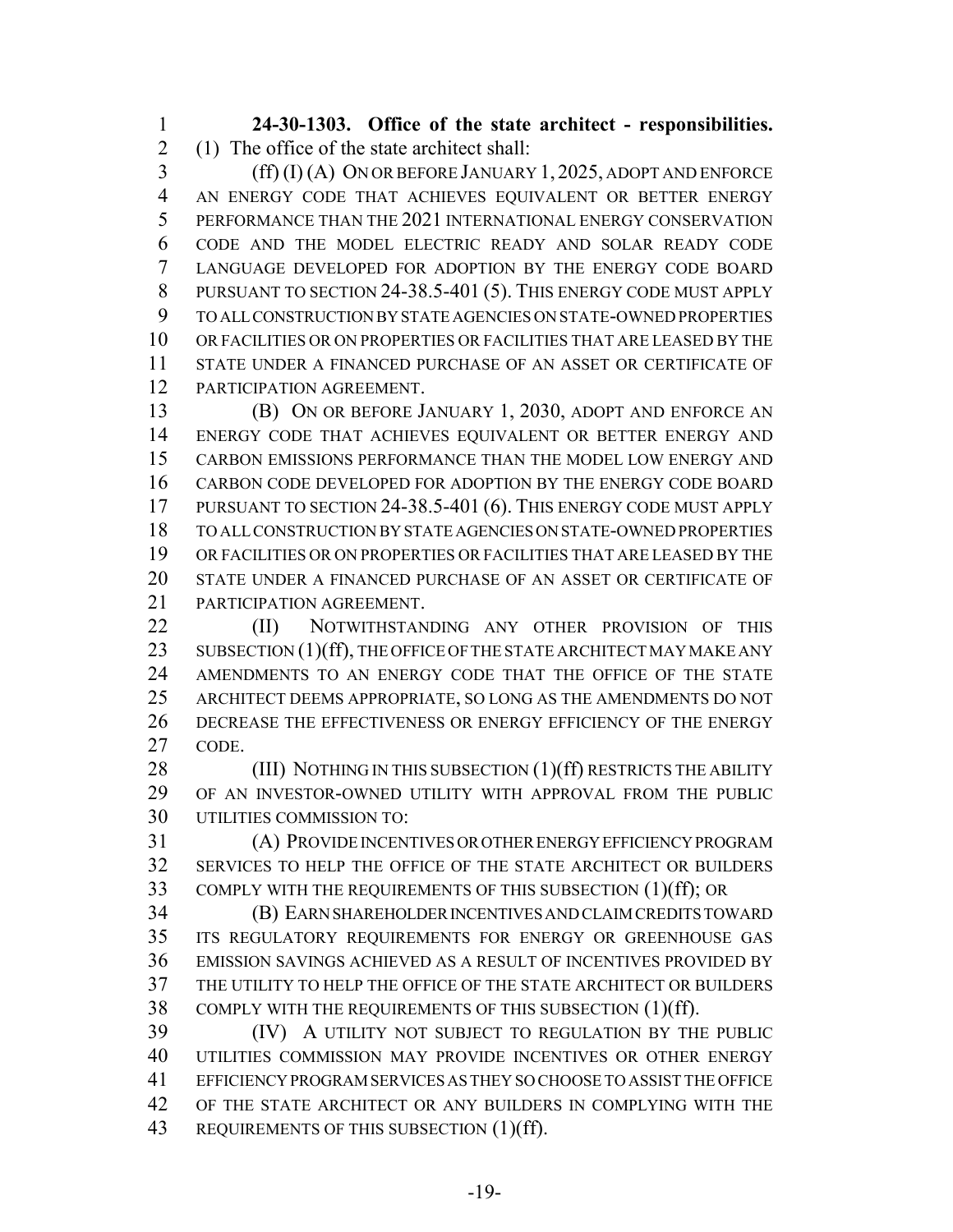**24-30-1303. Office of the state architect - responsibilities.** (1) The office of the state architect shall:

(ff) (I) (A) ON OR BEFORE JANUARY 1, 2025, ADOPT AND ENFORCE AN ENERGY CODE THAT ACHIEVES EQUIVALENT OR BETTER ENERGY PERFORMANCE THAN THE 2021 INTERNATIONAL ENERGY CONSERVATION CODE AND THE MODEL ELECTRIC READY AND SOLAR READY CODE LANGUAGE DEVELOPED FOR ADOPTION BY THE ENERGY CODE BOARD PURSUANT TO SECTION 24-38.5-401 (5). THIS ENERGY CODE MUST APPLY TO ALL CONSTRUCTION BY STATE AGENCIES ON STATE-OWNED PROPERTIES OR FACILITIES OR ON PROPERTIES OR FACILITIES THAT ARE LEASED BY THE STATE UNDER A FINANCED PURCHASE OF AN ASSET OR CERTIFICATE OF PARTICIPATION AGREEMENT.

(B) ON OR BEFORE JANUARY 1, 2030, ADOPT AND ENFORCE AN ENERGY CODE THAT ACHIEVES EQUIVALENT OR BETTER ENERGY AND CARBON EMISSIONS PERFORMANCE THAN THE MODEL LOW ENERGY AND CARBON CODE DEVELOPED FOR ADOPTION BY THE ENERGY CODE BOARD PURSUANT TO SECTION 24-38.5-401 (6). THIS ENERGY CODE MUST APPLY TO ALL CONSTRUCTION BY STATE AGENCIES ON STATE-OWNED PROPERTIES OR FACILITIES OR ON PROPERTIES OR FACILITIES THAT ARE LEASED BY THE STATE UNDER A FINANCED PURCHASE OF AN ASSET OR CERTIFICATE OF PARTICIPATION AGREEMENT.

(II) NOTWITHSTANDING ANY OTHER PROVISION OF THIS SUBSECTION (1)(ff), THE OFFICE OF THE STATE ARCHITECT MAY MAKE ANY AMENDMENTS TO AN ENERGY CODE THAT THE OFFICE OF THE STATE ARCHITECT DEEMS APPROPRIATE, SO LONG AS THE AMENDMENTS DO NOT DECREASE THE EFFECTIVENESS OR ENERGY EFFICIENCY OF THE ENERGY CODE.

(III) NOTHING IN THIS SUBSECTION (1)(ff) RESTRICTS THE ABILITY OF AN INVESTOR-OWNED UTILITY WITH APPROVAL FROM THE PUBLIC UTILITIES COMMISSION TO:

(A) PROVIDE INCENTIVES OR OTHER ENERGY EFFICIENCY PROGRAM SERVICES TO HELP THE OFFICE OF THE STATE ARCHITECT OR BUILDERS COMPLY WITH THE REQUIREMENTS OF THIS SUBSECTION (1)(ff); OR

(B) EARN SHAREHOLDER INCENTIVES AND CLAIM CREDITS TOWARD ITS REGULATORY REQUIREMENTS FOR ENERGY OR GREENHOUSE GAS EMISSION SAVINGS ACHIEVED AS A RESULT OF INCENTIVES PROVIDED BY THE UTILITY TO HELP THE OFFICE OF THE STATE ARCHITECT OR BUILDERS COMPLY WITH THE REQUIREMENTS OF THIS SUBSECTION (1)(ff).

(IV) A UTILITY NOT SUBJECT TO REGULATION BY THE PUBLIC UTILITIES COMMISSION MAY PROVIDE INCENTIVES OR OTHER ENERGY EFFICIENCY PROGRAM SERVICES AS THEY SO CHOOSE TO ASSIST THE OFFICE OF THE STATE ARCHITECT OR ANY BUILDERS IN COMPLYING WITH THE REQUIREMENTS OF THIS SUBSECTION (1)(ff).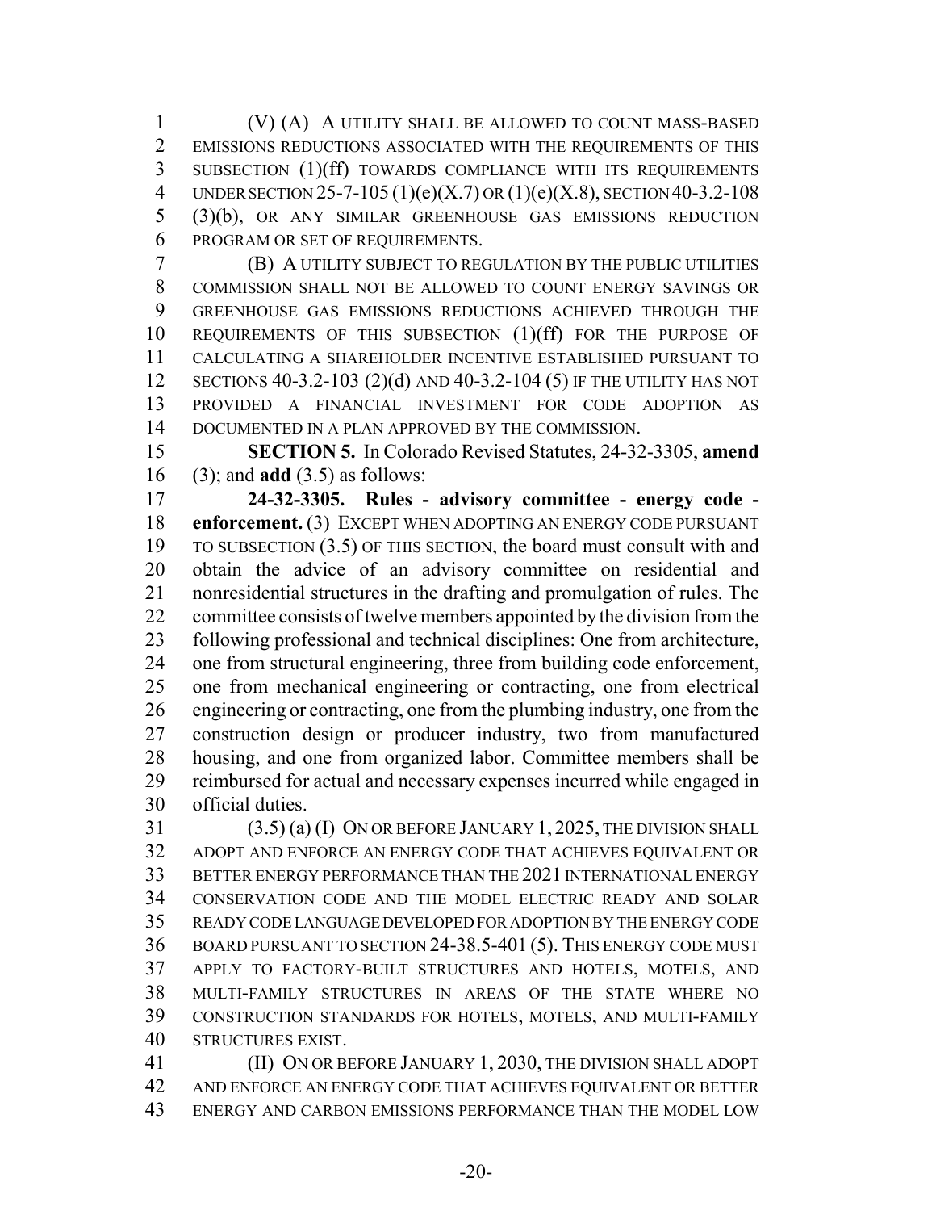(V) (A) A UTILITY SHALL BE ALLOWED TO COUNT MASS-BASED EMISSIONS REDUCTIONS ASSOCIATED WITH THE REQUIREMENTS OF THIS SUBSECTION (1)(ff) TOWARDS COMPLIANCE WITH ITS REQUIREMENTS UNDER SECTION 25-7-105 (1)(e)(X.7) OR (1)(e)(X.8), SECTION 40-3.2-108 (3)(b), OR ANY SIMILAR GREENHOUSE GAS EMISSIONS REDUCTION PROGRAM OR SET OF REQUIREMENTS.

(B) A UTILITY SUBJECT TO REGULATION BY THE PUBLIC UTILITIES COMMISSION SHALL NOT BE ALLOWED TO COUNT ENERGY SAVINGS OR GREENHOUSE GAS EMISSIONS REDUCTIONS ACHIEVED THROUGH THE REQUIREMENTS OF THIS SUBSECTION (1)(ff) FOR THE PURPOSE OF CALCULATING A SHAREHOLDER INCENTIVE ESTABLISHED PURSUANT TO SECTIONS 40-3.2-103 (2)(d) AND 40-3.2-104 (5) IF THE UTILITY HAS NOT PROVIDED A FINANCIAL INVESTMENT FOR CODE ADOPTION AS DOCUMENTED IN A PLAN APPROVED BY THE COMMISSION.

**SECTION 5.** In Colorado Revised Statutes, 24-32-3305, **amend** (3); and **add** (3.5) as follows:

**24-32-3305. Rules - advisory committee - energy code - enforcement.** (3) EXCEPT WHEN ADOPTING AN ENERGY CODE PURSUANT TO SUBSECTION (3.5) OF THIS SECTION, the board must consult with and obtain the advice of an advisory committee on residential and nonresidential structures in the drafting and promulgation of rules. The committee consists of twelve members appointed by the division from the following professional and technical disciplines: One from architecture, one from structural engineering, three from building code enforcement, one from mechanical engineering or contracting, one from electrical engineering or contracting, one from the plumbing industry, one from the construction design or producer industry, two from manufactured housing, and one from organized labor. Committee members shall be reimbursed for actual and necessary expenses incurred while engaged in official duties.

(3.5) (a) (I) ON OR BEFORE JANUARY 1, 2025, THE DIVISION SHALL ADOPT AND ENFORCE AN ENERGY CODE THAT ACHIEVES EQUIVALENT OR BETTER ENERGY PERFORMANCE THAN THE 2021 INTERNATIONAL ENERGY CONSERVATION CODE AND THE MODEL ELECTRIC READY AND SOLAR READY CODE LANGUAGE DEVELOPED FOR ADOPTION BY THE ENERGY CODE BOARD PURSUANT TO SECTION 24-38.5-401 (5). THIS ENERGY CODE MUST APPLY TO FACTORY-BUILT STRUCTURES AND HOTELS, MOTELS, AND MULTI-FAMILY STRUCTURES IN AREAS OF THE STATE WHERE NO CONSTRUCTION STANDARDS FOR HOTELS, MOTELS, AND MULTI-FAMILY STRUCTURES EXIST.

(II) ON OR BEFORE JANUARY 1, 2030, THE DIVISION SHALL ADOPT AND ENFORCE AN ENERGY CODE THAT ACHIEVES EQUIVALENT OR BETTER ENERGY AND CARBON EMISSIONS PERFORMANCE THAN THE MODEL LOW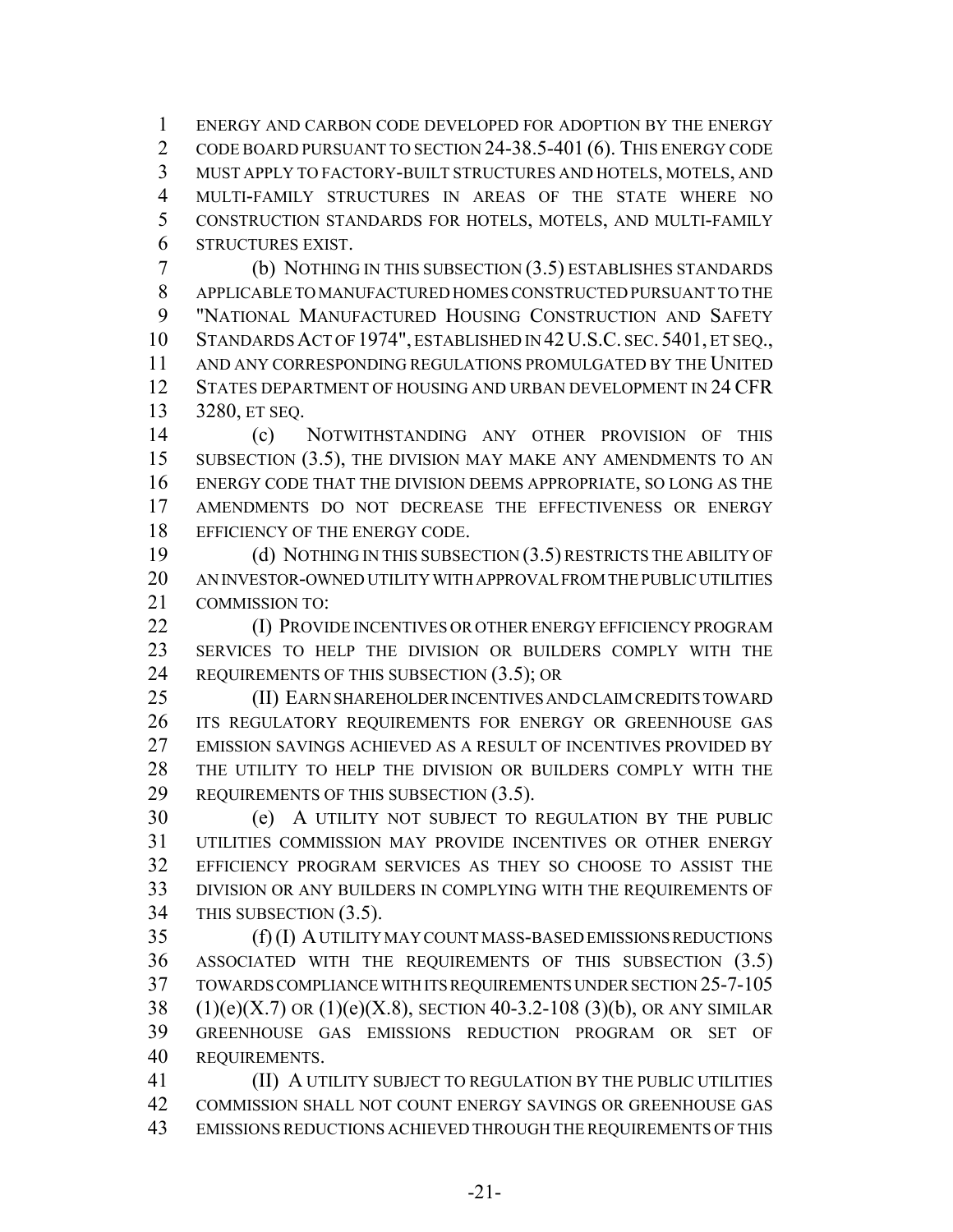ENERGY AND CARBON CODE DEVELOPED FOR ADOPTION BY THE ENERGY CODE BOARD PURSUANT TO SECTION 24-38.5-401 (6). THIS ENERGY CODE MUST APPLY TO FACTORY-BUILT STRUCTURES AND HOTELS, MOTELS, AND MULTI-FAMILY STRUCTURES IN AREAS OF THE STATE WHERE NO CONSTRUCTION STANDARDS FOR HOTELS, MOTELS, AND MULTI-FAMILY STRUCTURES EXIST.

(b) NOTHING IN THIS SUBSECTION (3.5) ESTABLISHES STANDARDS APPLICABLE TO MANUFACTURED HOMES CONSTRUCTED PURSUANT TO THE "NATIONAL MANUFACTURED HOUSING CONSTRUCTION AND SAFETY STANDARDS ACT OF 1974", ESTABLISHED IN 42 U.S.C. SEC. 5401, ET SEQ., AND ANY CORRESPONDING REGULATIONS PROMULGATED BY THE UNITED STATES DEPARTMENT OF HOUSING AND URBAN DEVELOPMENT IN 24 CFR 3280, ET SEQ.

(c) NOTWITHSTANDING ANY OTHER PROVISION OF THIS SUBSECTION (3.5), THE DIVISION MAY MAKE ANY AMENDMENTS TO AN ENERGY CODE THAT THE DIVISION DEEMS APPROPRIATE, SO LONG AS THE AMENDMENTS DO NOT DECREASE THE EFFECTIVENESS OR ENERGY EFFICIENCY OF THE ENERGY CODE.

(d) NOTHING IN THIS SUBSECTION (3.5) RESTRICTS THE ABILITY OF AN INVESTOR-OWNED UTILITY WITH APPROVAL FROM THE PUBLIC UTILITIES COMMISSION TO:

(I) PROVIDE INCENTIVES OR OTHER ENERGY EFFICIENCY PROGRAM SERVICES TO HELP THE DIVISION OR BUILDERS COMPLY WITH THE REQUIREMENTS OF THIS SUBSECTION (3.5); OR

(II) EARN SHAREHOLDER INCENTIVES AND CLAIM CREDITS TOWARD ITS REGULATORY REQUIREMENTS FOR ENERGY OR GREENHOUSE GAS EMISSION SAVINGS ACHIEVED AS A RESULT OF INCENTIVES PROVIDED BY THE UTILITY TO HELP THE DIVISION OR BUILDERS COMPLY WITH THE REQUIREMENTS OF THIS SUBSECTION (3.5).

(e) A UTILITY NOT SUBJECT TO REGULATION BY THE PUBLIC UTILITIES COMMISSION MAY PROVIDE INCENTIVES OR OTHER ENERGY EFFICIENCY PROGRAM SERVICES AS THEY SO CHOOSE TO ASSIST THE DIVISION OR ANY BUILDERS IN COMPLYING WITH THE REQUIREMENTS OF THIS SUBSECTION (3.5).

(f) (I) A UTILITY MAY COUNT MASS-BASED EMISSIONS REDUCTIONS ASSOCIATED WITH THE REQUIREMENTS OF THIS SUBSECTION (3.5) TOWARDS COMPLIANCE WITH ITS REQUIREMENTS UNDER SECTION 25-7-105 (1)(e)(X.7) OR (1)(e)(X.8), SECTION 40-3.2-108 (3)(b), OR ANY SIMILAR GREENHOUSE GAS EMISSIONS REDUCTION PROGRAM OR SET OF REQUIREMENTS.

(II) A UTILITY SUBJECT TO REGULATION BY THE PUBLIC UTILITIES COMMISSION SHALL NOT COUNT ENERGY SAVINGS OR GREENHOUSE GAS EMISSIONS REDUCTIONS ACHIEVED THROUGH THE REQUIREMENTS OF THIS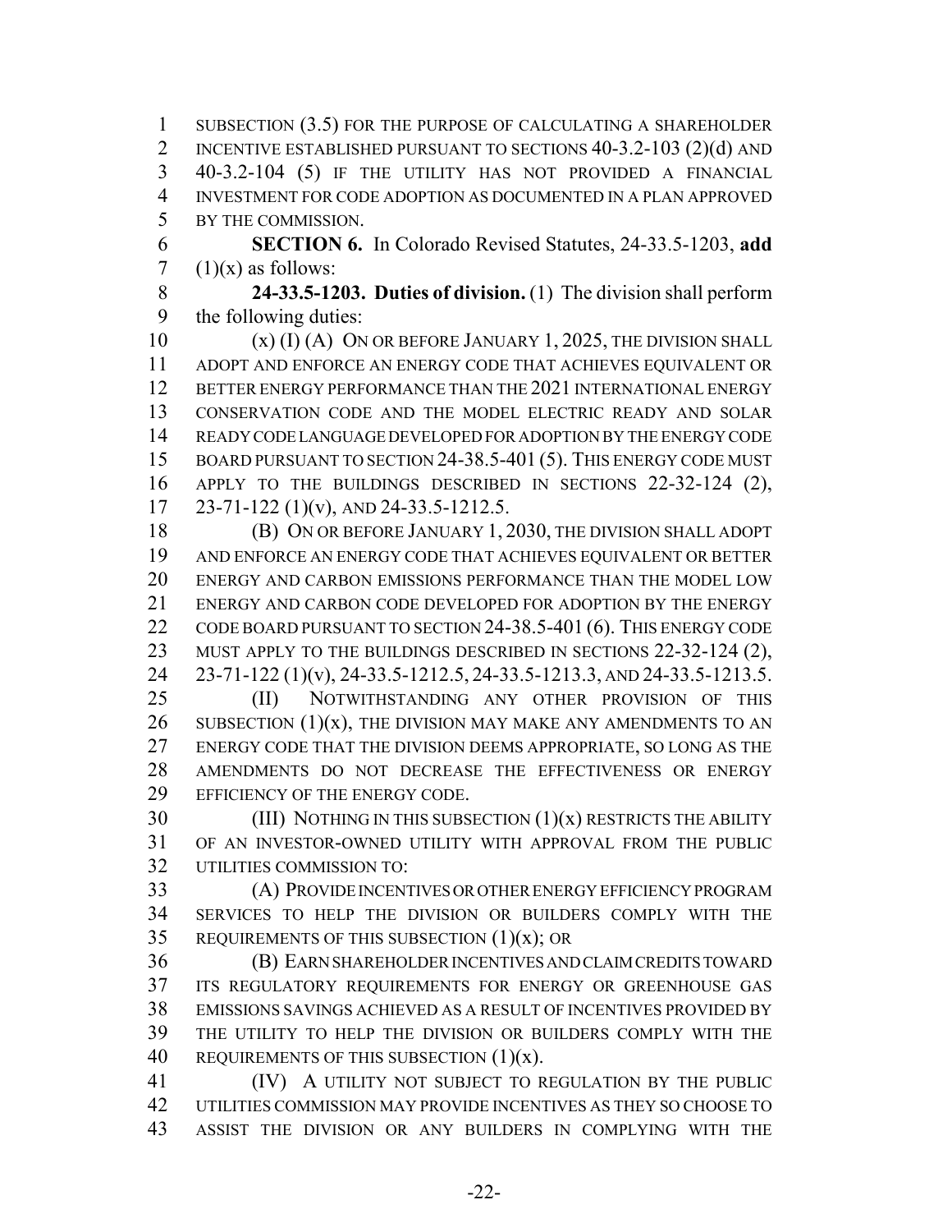SUBSECTION (3.5) FOR THE PURPOSE OF CALCULATING A SHAREHOLDER INCENTIVE ESTABLISHED PURSUANT TO SECTIONS 40-3.2-103 (2)(d) AND 40-3.2-104 (5) IF THE UTILITY HAS NOT PROVIDED A FINANCIAL INVESTMENT FOR CODE ADOPTION AS DOCUMENTED IN A PLAN APPROVED BY THE COMMISSION.

**SECTION 6.** In Colorado Revised Statutes, 24-33.5-1203, **add** (1)(x) as follows:

**24-33.5-1203. Duties of division.** (1) The division shall perform the following duties:

(x) (I) (A) ON OR BEFORE JANUARY 1, 2025, THE DIVISION SHALL ADOPT AND ENFORCE AN ENERGY CODE THAT ACHIEVES EQUIVALENT OR BETTER ENERGY PERFORMANCE THAN THE 2021 INTERNATIONAL ENERGY CONSERVATION CODE AND THE MODEL ELECTRIC READY AND SOLAR READY CODE LANGUAGE DEVELOPED FOR ADOPTION BY THE ENERGY CODE BOARD PURSUANT TO SECTION 24-38.5-401 (5). THIS ENERGY CODE MUST APPLY TO THE BUILDINGS DESCRIBED IN SECTIONS 22-32-124 (2), 23-71-122 (1)(v), AND 24-33.5-1212.5.

(B) ON OR BEFORE JANUARY 1, 2030, THE DIVISION SHALL ADOPT AND ENFORCE AN ENERGY CODE THAT ACHIEVES EQUIVALENT OR BETTER ENERGY AND CARBON EMISSIONS PERFORMANCE THAN THE MODEL LOW ENERGY AND CARBON CODE DEVELOPED FOR ADOPTION BY THE ENERGY CODE BOARD PURSUANT TO SECTION 24-38.5-401 (6). THIS ENERGY CODE MUST APPLY TO THE BUILDINGS DESCRIBED IN SECTIONS 22-32-124 (2), 23-71-122 (1)(v), 24-33.5-1212.5, 24-33.5-1213.3, AND 24-33.5-1213.5.

(II) NOTWITHSTANDING ANY OTHER PROVISION OF THIS SUBSECTION (1)(x), THE DIVISION MAY MAKE ANY AMENDMENTS TO AN ENERGY CODE THAT THE DIVISION DEEMS APPROPRIATE, SO LONG AS THE AMENDMENTS DO NOT DECREASE THE EFFECTIVENESS OR ENERGY EFFICIENCY OF THE ENERGY CODE.

(III) NOTHING IN THIS SUBSECTION (1)(x) RESTRICTS THE ABILITY OF AN INVESTOR-OWNED UTILITY WITH APPROVAL FROM THE PUBLIC UTILITIES COMMISSION TO:

(A) PROVIDE INCENTIVES OR OTHER ENERGY EFFICIENCY PROGRAM SERVICES TO HELP THE DIVISION OR BUILDERS COMPLY WITH THE REQUIREMENTS OF THIS SUBSECTION (1)(x); OR

(B) EARN SHAREHOLDER INCENTIVES AND CLAIM CREDITS TOWARD ITS REGULATORY REQUIREMENTS FOR ENERGY OR GREENHOUSE GAS EMISSIONS SAVINGS ACHIEVED AS A RESULT OF INCENTIVES PROVIDED BY THE UTILITY TO HELP THE DIVISION OR BUILDERS COMPLY WITH THE REQUIREMENTS OF THIS SUBSECTION (1)(x).

(IV) A UTILITY NOT SUBJECT TO REGULATION BY THE PUBLIC UTILITIES COMMISSION MAY PROVIDE INCENTIVES AS THEY SO CHOOSE TO ASSIST THE DIVISION OR ANY BUILDERS IN COMPLYING WITH THE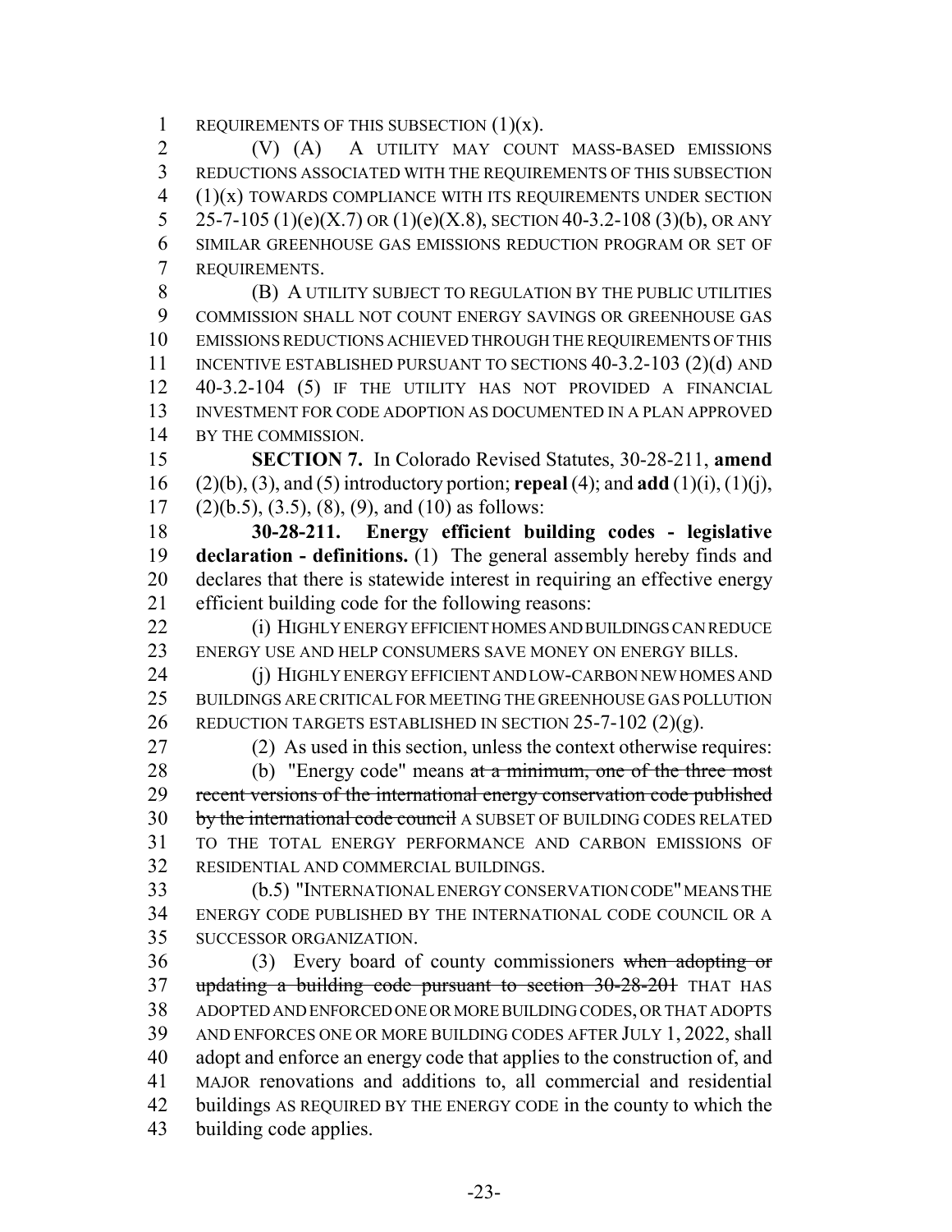REQUIREMENTS OF THIS SUBSECTION (1)(x).

(V) (A) A UTILITY MAY COUNT MASS-BASED EMISSIONS REDUCTIONS ASSOCIATED WITH THE REQUIREMENTS OF THIS SUBSECTION (1)(x) TOWARDS COMPLIANCE WITH ITS REQUIREMENTS UNDER SECTION 25-7-105 (1)(e)(X.7) OR (1)(e)(X.8), SECTION 40-3.2-108 (3)(b), OR ANY SIMILAR GREENHOUSE GAS EMISSIONS REDUCTION PROGRAM OR SET OF REQUIREMENTS.

(B) A UTILITY SUBJECT TO REGULATION BY THE PUBLIC UTILITIES COMMISSION SHALL NOT COUNT ENERGY SAVINGS OR GREENHOUSE GAS EMISSIONS REDUCTIONS ACHIEVED THROUGH THE REQUIREMENTS OF THIS INCENTIVE ESTABLISHED PURSUANT TO SECTIONS 40-3.2-103 (2)(d) AND 40-3.2-104 (5) IF THE UTILITY HAS NOT PROVIDED A FINANCIAL INVESTMENT FOR CODE ADOPTION AS DOCUMENTED IN A PLAN APPROVED BY THE COMMISSION.

**SECTION 7.** In Colorado Revised Statutes, 30-28-211, **amend** (2)(b), (3), and (5) introductory portion; **repeal** (4); and **add** (1)(i), (1)(j), (2)(b.5), (3.5), (8), (9), and (10) as follows:

**30-28-211. Energy efficient building codes - legislative declaration - definitions.** (1) The general assembly hereby finds and declares that there is statewide interest in requiring an effective energy efficient building code for the following reasons:

(i) HIGHLY ENERGY EFFICIENT HOMES AND BUILDINGS CAN REDUCE ENERGY USE AND HELP CONSUMERS SAVE MONEY ON ENERGY BILLS.

(j) HIGHLY ENERGY EFFICIENT AND LOW-CARBON NEW HOMES AND BUILDINGS ARE CRITICAL FOR MEETING THE GREENHOUSE GAS POLLUTION REDUCTION TARGETS ESTABLISHED IN SECTION 25-7-102 (2)(g).

(2) As used in this section, unless the context otherwise requires:

(b) "Energy code" means ~~at a minimum, one of the three most recent versions of the international energy conservation code published by the international code council~~ A SUBSET OF BUILDING CODES RELATED TO THE TOTAL ENERGY PERFORMANCE AND CARBON EMISSIONS OF RESIDENTIAL AND COMMERCIAL BUILDINGS.

(b.5) "INTERNATIONAL ENERGY CONSERVATION CODE" MEANS THE ENERGY CODE PUBLISHED BY THE INTERNATIONAL CODE COUNCIL OR A SUCCESSOR ORGANIZATION.

(3) Every board of county commissioners ~~when adopting or updating a building code pursuant to section 30-28-201~~ THAT HAS ADOPTED AND ENFORCED ONE OR MORE BUILDING CODES, OR THAT ADOPTS AND ENFORCES ONE OR MORE BUILDING CODES AFTER JULY 1, 2022, shall adopt and enforce an energy code that applies to the construction of, and MAJOR renovations and additions to, all commercial and residential buildings AS REQUIRED BY THE ENERGY CODE in the county to which the building code applies.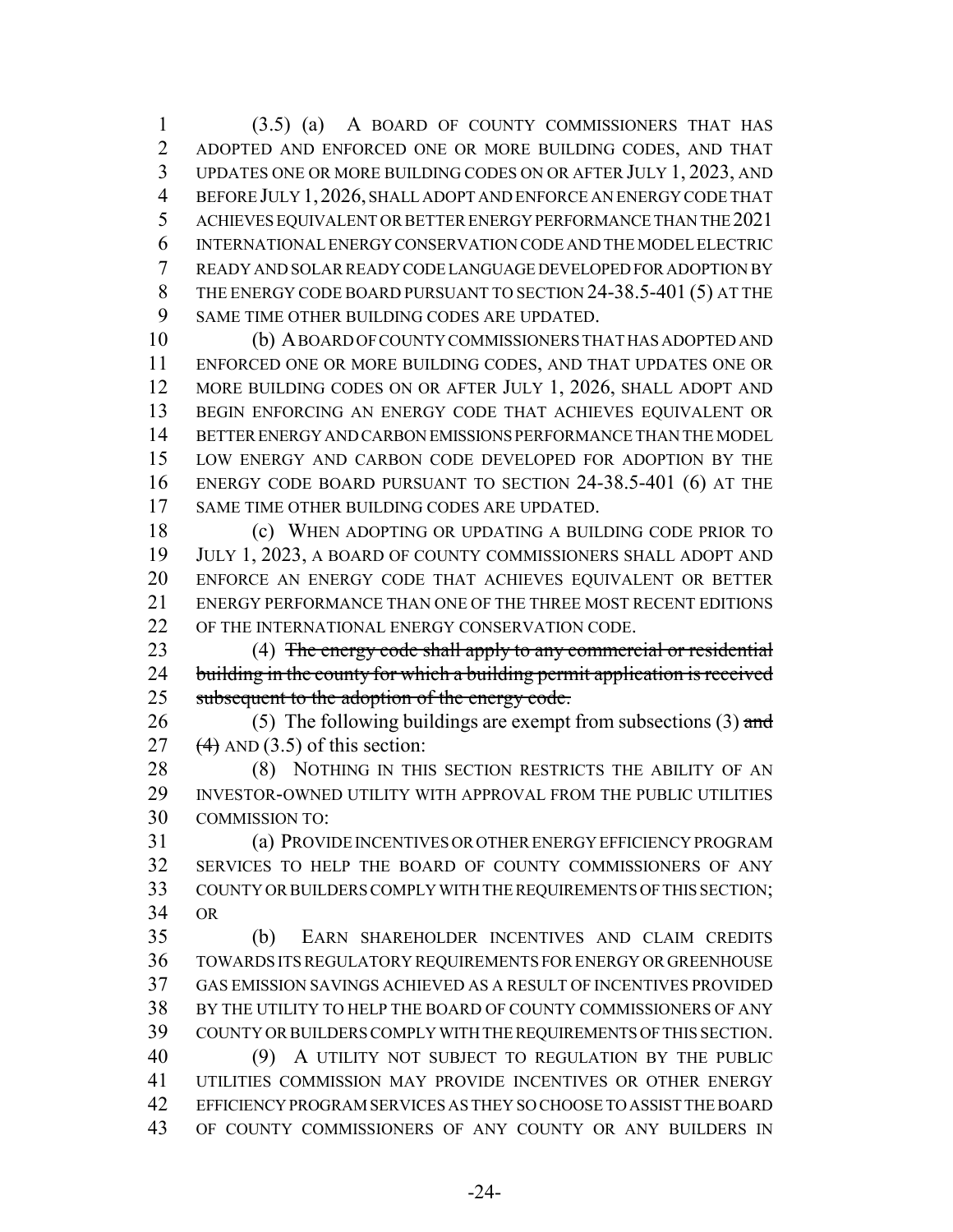(3.5) (a) A BOARD OF COUNTY COMMISSIONERS THAT HAS ADOPTED AND ENFORCED ONE OR MORE BUILDING CODES, AND THAT UPDATES ONE OR MORE BUILDING CODES ON OR AFTER JULY 1, 2023, AND BEFORE JULY 1, 2026, SHALL ADOPT AND ENFORCE AN ENERGY CODE THAT ACHIEVES EQUIVALENT OR BETTER ENERGY PERFORMANCE THAN THE 2021 INTERNATIONAL ENERGY CONSERVATION CODE AND THE MODEL ELECTRIC READY AND SOLAR READY CODE LANGUAGE DEVELOPED FOR ADOPTION BY THE ENERGY CODE BOARD PURSUANT TO SECTION 24-38.5-401 (5) AT THE SAME TIME OTHER BUILDING CODES ARE UPDATED.

(b) A BOARD OF COUNTY COMMISSIONERS THAT HAS ADOPTED AND ENFORCED ONE OR MORE BUILDING CODES, AND THAT UPDATES ONE OR MORE BUILDING CODES ON OR AFTER JULY 1, 2026, SHALL ADOPT AND BEGIN ENFORCING AN ENERGY CODE THAT ACHIEVES EQUIVALENT OR BETTER ENERGY AND CARBON EMISSIONS PERFORMANCE THAN THE MODEL LOW ENERGY AND CARBON CODE DEVELOPED FOR ADOPTION BY THE ENERGY CODE BOARD PURSUANT TO SECTION 24-38.5-401 (6) AT THE SAME TIME OTHER BUILDING CODES ARE UPDATED.

(c) WHEN ADOPTING OR UPDATING A BUILDING CODE PRIOR TO JULY 1, 2023, A BOARD OF COUNTY COMMISSIONERS SHALL ADOPT AND ENFORCE AN ENERGY CODE THAT ACHIEVES EQUIVALENT OR BETTER ENERGY PERFORMANCE THAN ONE OF THE THREE MOST RECENT EDITIONS OF THE INTERNATIONAL ENERGY CONSERVATION CODE.

(4) ~~The energy code shall apply to any commercial or residential building in the county for which a building permit application is received subsequent to the adoption of the energy code.~~

(5) The following buildings are exempt from subsections (3) ~~and (4)~~ AND (3.5) of this section:

(8) NOTHING IN THIS SECTION RESTRICTS THE ABILITY OF AN INVESTOR-OWNED UTILITY WITH APPROVAL FROM THE PUBLIC UTILITIES COMMISSION TO:

(a) PROVIDE INCENTIVES OR OTHER ENERGY EFFICIENCY PROGRAM SERVICES TO HELP THE BOARD OF COUNTY COMMISSIONERS OF ANY COUNTY OR BUILDERS COMPLY WITH THE REQUIREMENTS OF THIS SECTION; OR

(b) EARN SHAREHOLDER INCENTIVES AND CLAIM CREDITS TOWARDS ITS REGULATORY REQUIREMENTS FOR ENERGY OR GREENHOUSE GAS EMISSION SAVINGS ACHIEVED AS A RESULT OF INCENTIVES PROVIDED BY THE UTILITY TO HELP THE BOARD OF COUNTY COMMISSIONERS OF ANY COUNTY OR BUILDERS COMPLY WITH THE REQUIREMENTS OF THIS SECTION.

(9) A UTILITY NOT SUBJECT TO REGULATION BY THE PUBLIC UTILITIES COMMISSION MAY PROVIDE INCENTIVES OR OTHER ENERGY EFFICIENCY PROGRAM SERVICES AS THEY SO CHOOSE TO ASSIST THE BOARD OF COUNTY COMMISSIONERS OF ANY COUNTY OR ANY BUILDERS IN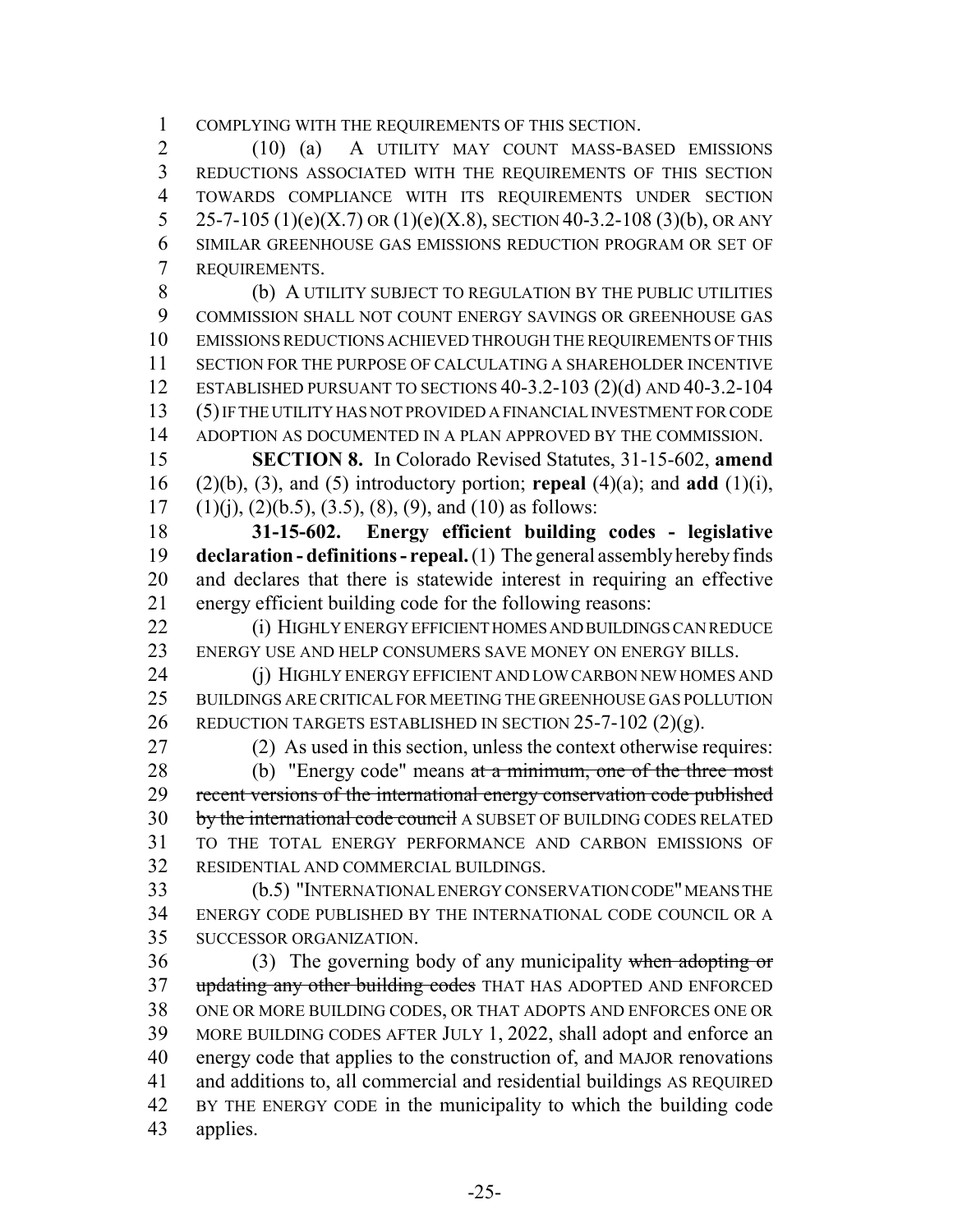COMPLYING WITH THE REQUIREMENTS OF THIS SECTION.

(10) (a) A UTILITY MAY COUNT MASS-BASED EMISSIONS REDUCTIONS ASSOCIATED WITH THE REQUIREMENTS OF THIS SECTION TOWARDS COMPLIANCE WITH ITS REQUIREMENTS UNDER SECTION 25-7-105 (1)(e)(X.7) OR (1)(e)(X.8), SECTION 40-3.2-108 (3)(b), OR ANY SIMILAR GREENHOUSE GAS EMISSIONS REDUCTION PROGRAM OR SET OF REQUIREMENTS.

(b) A UTILITY SUBJECT TO REGULATION BY THE PUBLIC UTILITIES COMMISSION SHALL NOT COUNT ENERGY SAVINGS OR GREENHOUSE GAS EMISSIONS REDUCTIONS ACHIEVED THROUGH THE REQUIREMENTS OF THIS SECTION FOR THE PURPOSE OF CALCULATING A SHAREHOLDER INCENTIVE ESTABLISHED PURSUANT TO SECTIONS 40-3.2-103 (2)(d) AND 40-3.2-104 (5) IF THE UTILITY HAS NOT PROVIDED A FINANCIAL INVESTMENT FOR CODE ADOPTION AS DOCUMENTED IN A PLAN APPROVED BY THE COMMISSION.

**SECTION 8.** In Colorado Revised Statutes, 31-15-602, **amend** (2)(b), (3), and (5) introductory portion; **repeal** (4)(a); and **add** (1)(i), (1)(j), (2)(b.5), (3.5), (8), (9), and (10) as follows:

**31-15-602. Energy efficient building codes - legislative declaration - definitions - repeal.** (1) The general assembly hereby finds and declares that there is statewide interest in requiring an effective energy efficient building code for the following reasons:

(i) HIGHLY ENERGY EFFICIENT HOMES AND BUILDINGS CAN REDUCE ENERGY USE AND HELP CONSUMERS SAVE MONEY ON ENERGY BILLS.

(j) HIGHLY ENERGY EFFICIENT AND LOW CARBON NEW HOMES AND BUILDINGS ARE CRITICAL FOR MEETING THE GREENHOUSE GAS POLLUTION REDUCTION TARGETS ESTABLISHED IN SECTION 25-7-102 (2)(g).

(2) As used in this section, unless the context otherwise requires:

(b) "Energy code" means ~~at a minimum, one of the three most recent versions of the international energy conservation code published by the international code council~~ A SUBSET OF BUILDING CODES RELATED TO THE TOTAL ENERGY PERFORMANCE AND CARBON EMISSIONS OF RESIDENTIAL AND COMMERCIAL BUILDINGS.

(b.5) "INTERNATIONAL ENERGY CONSERVATION CODE" MEANS THE ENERGY CODE PUBLISHED BY THE INTERNATIONAL CODE COUNCIL OR A SUCCESSOR ORGANIZATION.

(3) The governing body of any municipality ~~when adopting or updating any other building codes~~ THAT HAS ADOPTED AND ENFORCED ONE OR MORE BUILDING CODES, OR THAT ADOPTS AND ENFORCES ONE OR MORE BUILDING CODES AFTER JULY 1, 2022, shall adopt and enforce an energy code that applies to the construction of, and MAJOR renovations and additions to, all commercial and residential buildings AS REQUIRED BY THE ENERGY CODE in the municipality to which the building code applies.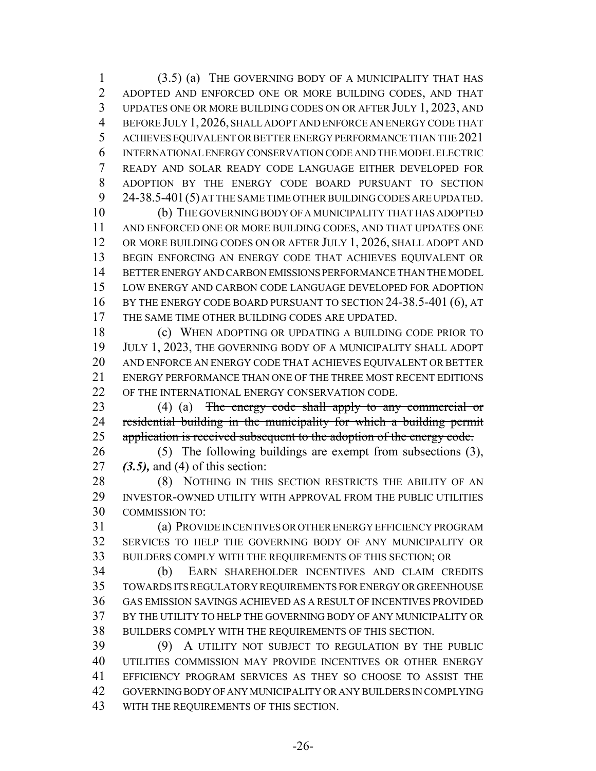(3.5) (a) THE GOVERNING BODY OF A MUNICIPALITY THAT HAS ADOPTED AND ENFORCED ONE OR MORE BUILDING CODES, AND THAT UPDATES ONE OR MORE BUILDING CODES ON OR AFTER JULY 1, 2023, AND BEFORE JULY 1, 2026, SHALL ADOPT AND ENFORCE AN ENERGY CODE THAT ACHIEVES EQUIVALENT OR BETTER ENERGY PERFORMANCE THAN THE 2021 INTERNATIONAL ENERGY CONSERVATION CODE AND THE MODEL ELECTRIC READY AND SOLAR READY CODE LANGUAGE EITHER DEVELOPED FOR ADOPTION BY THE ENERGY CODE BOARD PURSUANT TO SECTION 24-38.5-401 (5) AT THE SAME TIME OTHER BUILDING CODES ARE UPDATED.

(b) THE GOVERNING BODY OF A MUNICIPALITY THAT HAS ADOPTED AND ENFORCED ONE OR MORE BUILDING CODES, AND THAT UPDATES ONE OR MORE BUILDING CODES ON OR AFTER JULY 1, 2026, SHALL ADOPT AND BEGIN ENFORCING AN ENERGY CODE THAT ACHIEVES EQUIVALENT OR BETTER ENERGY AND CARBON EMISSIONS PERFORMANCE THAN THE MODEL LOW ENERGY AND CARBON CODE LANGUAGE DEVELOPED FOR ADOPTION BY THE ENERGY CODE BOARD PURSUANT TO SECTION 24-38.5-401 (6), AT THE SAME TIME OTHER BUILDING CODES ARE UPDATED.

(c) WHEN ADOPTING OR UPDATING A BUILDING CODE PRIOR TO JULY 1, 2023, THE GOVERNING BODY OF A MUNICIPALITY SHALL ADOPT AND ENFORCE AN ENERGY CODE THAT ACHIEVES EQUIVALENT OR BETTER ENERGY PERFORMANCE THAN ONE OF THE THREE MOST RECENT EDITIONS OF THE INTERNATIONAL ENERGY CONSERVATION CODE.

(4) (a) ~~The energy code shall apply to any commercial or residential building in the municipality for which a building permit application is received subsequent to the adoption of the energy code.~~

(5) The following buildings are exempt from subsections (3), ***(3.5),*** and (4) of this section:

(8) NOTHING IN THIS SECTION RESTRICTS THE ABILITY OF AN INVESTOR-OWNED UTILITY WITH APPROVAL FROM THE PUBLIC UTILITIES COMMISSION TO:

(a) PROVIDE INCENTIVES OR OTHER ENERGY EFFICIENCY PROGRAM SERVICES TO HELP THE GOVERNING BODY OF ANY MUNICIPALITY OR BUILDERS COMPLY WITH THE REQUIREMENTS OF THIS SECTION; OR

(b) EARN SHAREHOLDER INCENTIVES AND CLAIM CREDITS TOWARDS ITS REGULATORY REQUIREMENTS FOR ENERGY OR GREENHOUSE GAS EMISSION SAVINGS ACHIEVED AS A RESULT OF INCENTIVES PROVIDED BY THE UTILITY TO HELP THE GOVERNING BODY OF ANY MUNICIPALITY OR BUILDERS COMPLY WITH THE REQUIREMENTS OF THIS SECTION.

(9) A UTILITY NOT SUBJECT TO REGULATION BY THE PUBLIC UTILITIES COMMISSION MAY PROVIDE INCENTIVES OR OTHER ENERGY EFFICIENCY PROGRAM SERVICES AS THEY SO CHOOSE TO ASSIST THE GOVERNING BODY OF ANY MUNICIPALITY OR ANY BUILDERS IN COMPLYING WITH THE REQUIREMENTS OF THIS SECTION.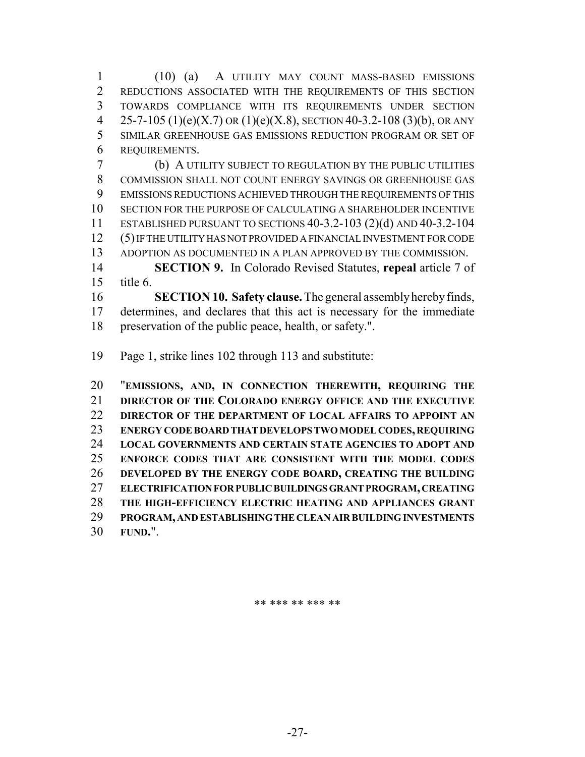(10) (a) A UTILITY MAY COUNT MASS-BASED EMISSIONS REDUCTIONS ASSOCIATED WITH THE REQUIREMENTS OF THIS SECTION TOWARDS COMPLIANCE WITH ITS REQUIREMENTS UNDER SECTION 25-7-105 (1)(e)(X.7) OR (1)(e)(X.8), SECTION 40-3.2-108 (3)(b), OR ANY SIMILAR GREENHOUSE GAS EMISSIONS REDUCTION PROGRAM OR SET OF REQUIREMENTS.

(b) A UTILITY SUBJECT TO REGULATION BY THE PUBLIC UTILITIES COMMISSION SHALL NOT COUNT ENERGY SAVINGS OR GREENHOUSE GAS EMISSIONS REDUCTIONS ACHIEVED THROUGH THE REQUIREMENTS OF THIS SECTION FOR THE PURPOSE OF CALCULATING A SHAREHOLDER INCENTIVE ESTABLISHED PURSUANT TO SECTIONS 40-3.2-103 (2)(d) AND 40-3.2-104 (5) IF THE UTILITY HAS NOT PROVIDED A FINANCIAL INVESTMENT FOR CODE ADOPTION AS DOCUMENTED IN A PLAN APPROVED BY THE COMMISSION.

**SECTION 9.** In Colorado Revised Statutes, **repeal** article 7 of title 6.

**SECTION 10. Safety clause.** The general assembly hereby finds, determines, and declares that this act is necessary for the immediate preservation of the public peace, health, or safety.".

Page 1, strike lines 102 through 113 and substitute:

"**EMISSIONS, AND, IN CONNECTION THEREWITH, REQUIRING THE DIRECTOR OF THE COLORADO ENERGY OFFICE AND THE EXECUTIVE DIRECTOR OF THE DEPARTMENT OF LOCAL AFFAIRS TO APPOINT AN ENERGY CODE BOARD THAT DEVELOPS TWO MODEL CODES, REQUIRING LOCAL GOVERNMENTS AND CERTAIN STATE AGENCIES TO ADOPT AND ENFORCE CODES THAT ARE CONSISTENT WITH THE MODEL CODES DEVELOPED BY THE ENERGY CODE BOARD, CREATING THE BUILDING ELECTRIFICATION FOR PUBLIC BUILDINGS GRANT PROGRAM, CREATING THE HIGH-EFFICIENCY ELECTRIC HEATING AND APPLIANCES GRANT PROGRAM, AND ESTABLISHING THE CLEAN AIR BUILDING INVESTMENTS FUND.**".

** *** ** *** **